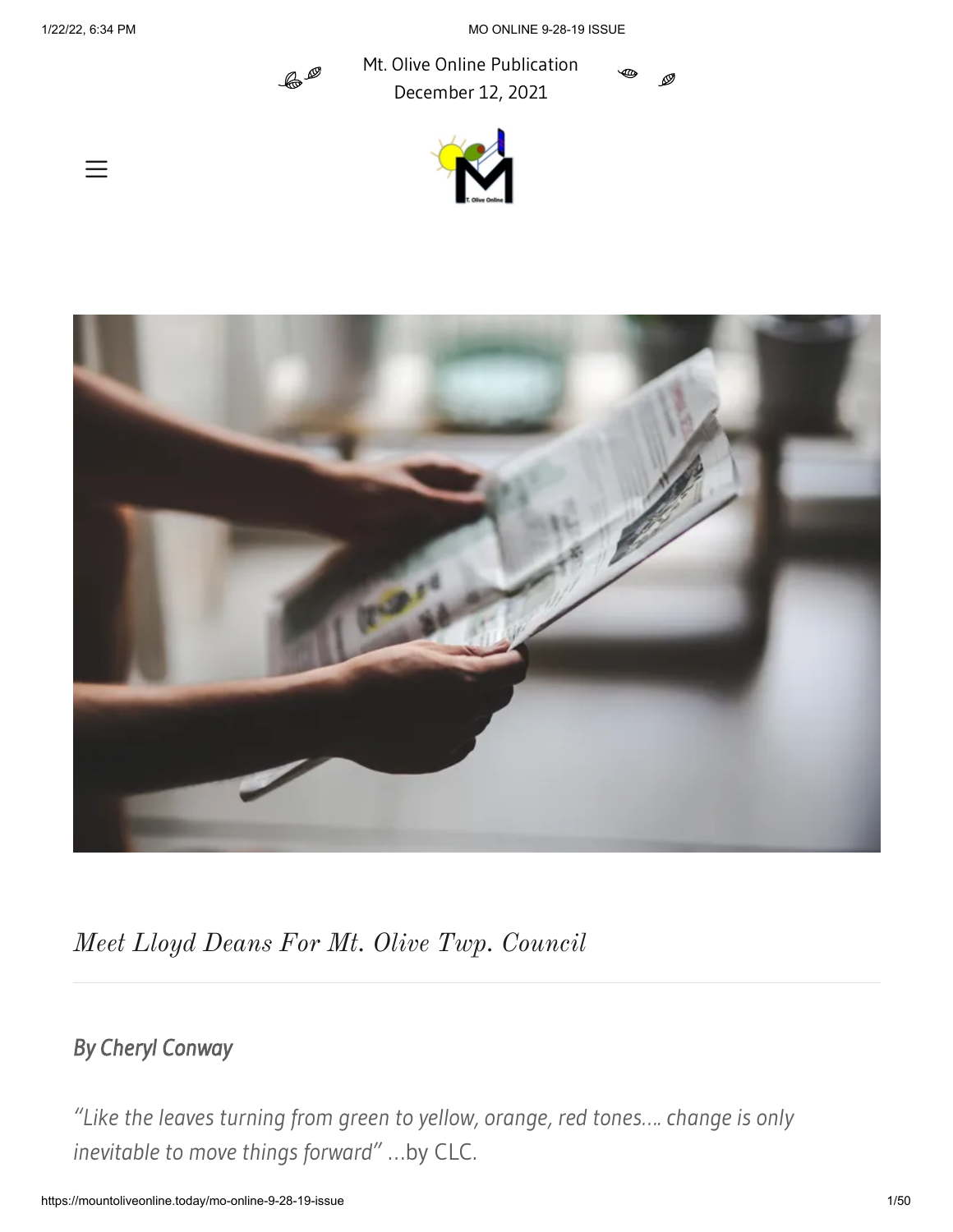Mt. Olive Online Publication
December 12, 2021

# *Meet Lloyd Deans For Mt. Olive Twp. Council*

## *By Cheryl Conway*

*"Like the leaves turning from green to yellow, orange, red tones…. change is only inevitable to move things forward"* …by CLC.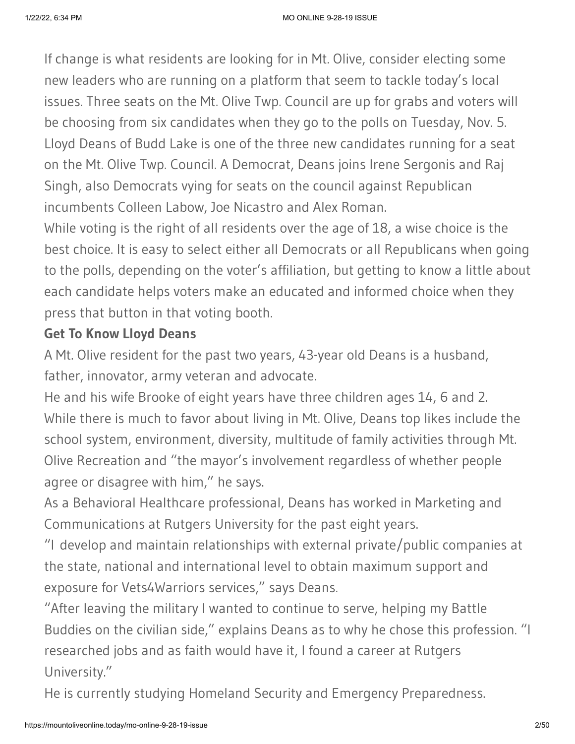If change is what residents are looking for in Mt. Olive, consider electing some new leaders who are running on a platform that seem to tackle today's local issues. Three seats on the Mt. Olive Twp. Council are up for grabs and voters will be choosing from six candidates when they go to the polls on Tuesday, Nov. 5. Lloyd Deans of Budd Lake is one of the three new candidates running for a seat on the Mt. Olive Twp. Council. A Democrat, Deans joins Irene Sergonis and Raj Singh, also Democrats vying for seats on the council against Republican incumbents Colleen Labow, Joe Nicastro and Alex Roman.

While voting is the right of all residents over the age of 18, a wise choice is the best choice. It is easy to select either all Democrats or all Republicans when going to the polls, depending on the voter's affiliation, but getting to know a little about each candidate helps voters make an educated and informed choice when they press that button in that voting booth.

**Get To Know Lloyd Deans**

A Mt. Olive resident for the past two years, 43-year old Deans is a husband, father, innovator, army veteran and advocate.

He and his wife Brooke of eight years have three children ages 14, 6 and 2.

While there is much to favor about living in Mt. Olive, Deans top likes include the school system, environment, diversity, multitude of family activities through Mt. Olive Recreation and "the mayor's involvement regardless of whether people agree or disagree with him," he says.

As a Behavioral Healthcare professional, Deans has worked in Marketing and Communications at Rutgers University for the past eight years.

"I develop and maintain relationships with external private/public companies at the state, national and international level to obtain maximum support and exposure for Vets4Warriors services," says Deans.

"After leaving the military I wanted to continue to serve, helping my Battle Buddies on the civilian side," explains Deans as to why he chose this profession. "I researched jobs and as faith would have it, I found a career at Rutgers University."

He is currently studying Homeland Security and Emergency Preparedness.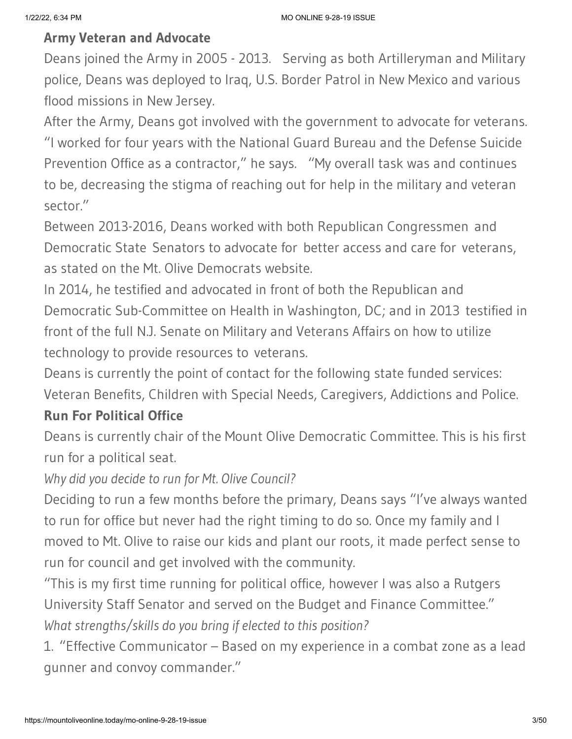### Army Veteran and Advocate

Deans joined the Army in 2005 - 2013. Serving as both Artilleryman and Military police, Deans was deployed to Iraq, U.S. Border Patrol in New Mexico and various flood missions in New Jersey.

After the Army, Deans got involved with the government to advocate for veterans. "I worked for four years with the National Guard Bureau and the Defense Suicide Prevention Office as a contractor," he says. "My overall task was and continues to be, decreasing the stigma of reaching out for help in the military and veteran sector."

Between 2013-2016, Deans worked with both Republican Congressmen and Democratic State Senators to advocate for better access and care for veterans, as stated on the Mt. Olive Democrats website.

In 2014, he testified and advocated in front of both the Republican and Democratic Sub-Committee on Health in Washington, DC; and in 2013 testified in front of the full N.J. Senate on Military and Veterans Affairs on how to utilize technology to provide resources to veterans.

Deans is currently the point of contact for the following state funded services: Veteran Benefits, Children with Special Needs, Caregivers, Addictions and Police.

### Run For Political Office

Deans is currently chair of the Mount Olive Democratic Committee. This is his first run for a political seat.

*Why did you decide to run for Mt. Olive Council?*

Deciding to run a few months before the primary, Deans says "I've always wanted to run for office but never had the right timing to do so. Once my family and I moved to Mt. Olive to raise our kids and plant our roots, it made perfect sense to run for council and get involved with the community.

"This is my first time running for political office, however I was also a Rutgers University Staff Senator and served on the Budget and Finance Committee."

*What strengths/skills do you bring if elected to this position?*

1. "Effective Communicator – Based on my experience in a combat zone as a lead gunner and convoy commander."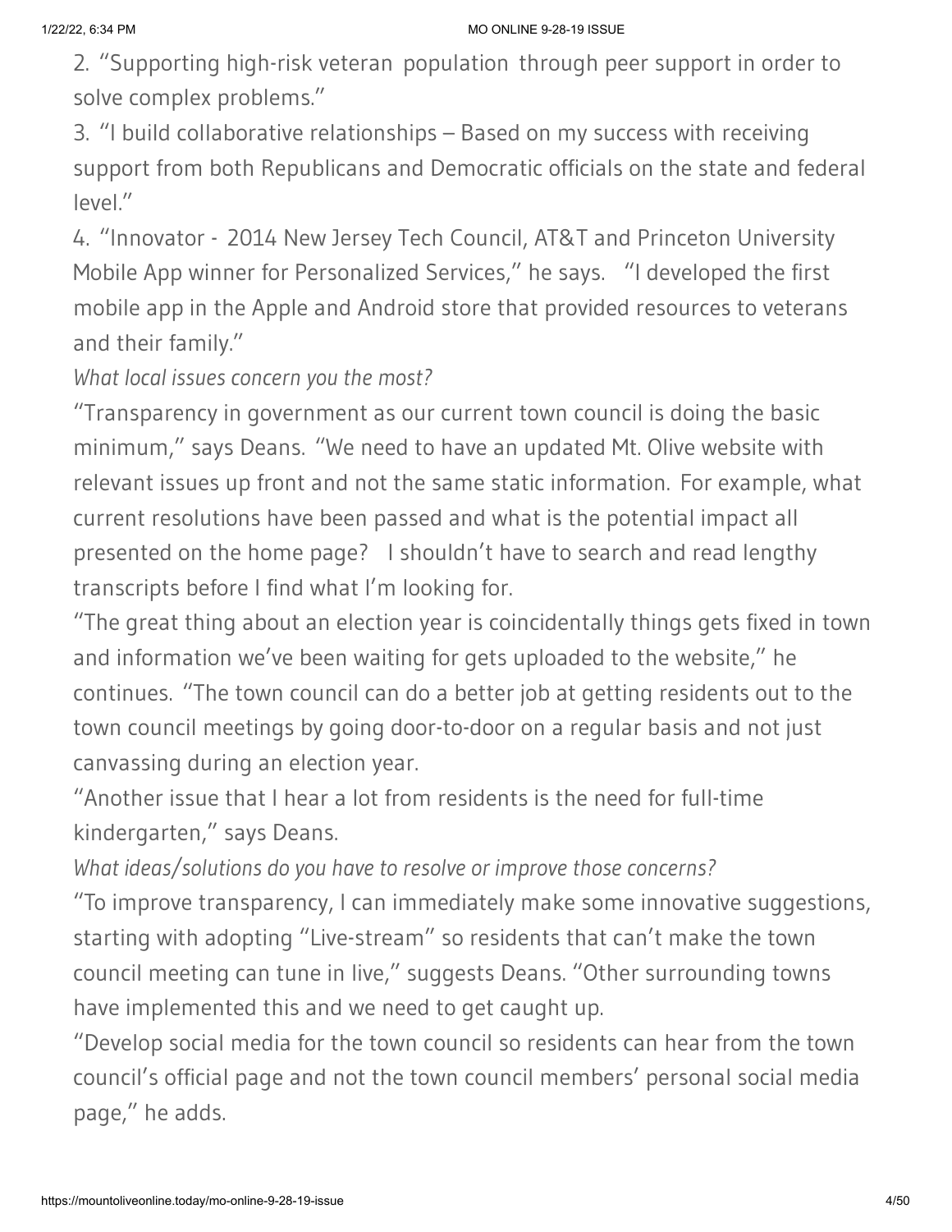2. "Supporting high-risk veteran population through peer support in order to solve complex problems."

3. "I build collaborative relationships – Based on my success with receiving support from both Republicans and Democratic officials on the state and federal level."

4. "Innovator - 2014 New Jersey Tech Council, AT&T and Princeton University Mobile App winner for Personalized Services," he says. "I developed the first mobile app in the Apple and Android store that provided resources to veterans and their family."

*What local issues concern you the most?*

"Transparency in government as our current town council is doing the basic minimum," says Deans. "We need to have an updated Mt. Olive website with relevant issues up front and not the same static information. For example, what current resolutions have been passed and what is the potential impact all presented on the home page? I shouldn't have to search and read lengthy transcripts before I find what I'm looking for.

"The great thing about an election year is coincidentally things gets fixed in town and information we've been waiting for gets uploaded to the website," he continues. "The town council can do a better job at getting residents out to the town council meetings by going door-to-door on a regular basis and not just canvassing during an election year.

"Another issue that I hear a lot from residents is the need for full-time kindergarten," says Deans.

*What ideas/solutions do you have to resolve or improve those concerns?*

"To improve transparency, I can immediately make some innovative suggestions, starting with adopting "Live-stream" so residents that can't make the town council meeting can tune in live," suggests Deans. "Other surrounding towns have implemented this and we need to get caught up.

"Develop social media for the town council so residents can hear from the town council's official page and not the town council members' personal social media page," he adds.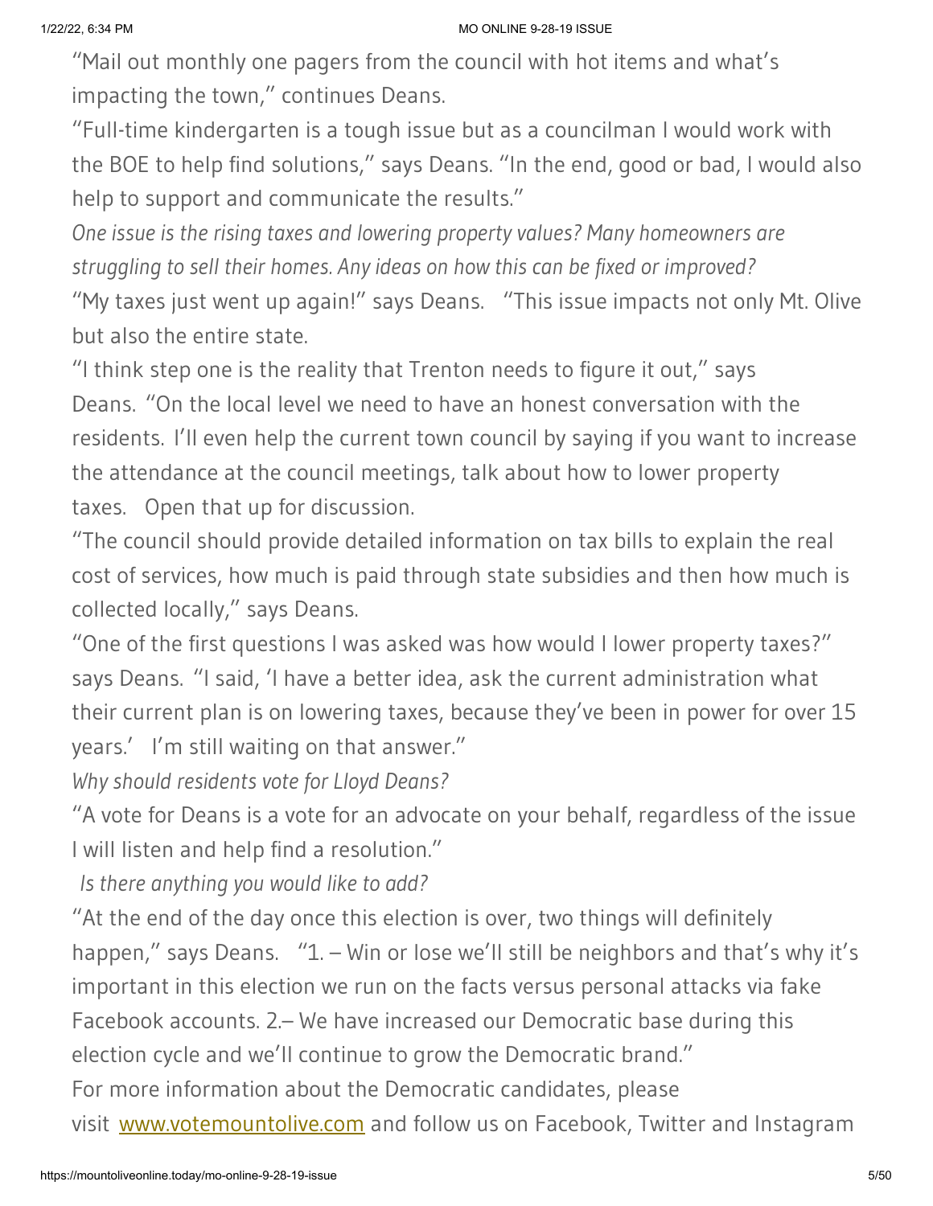"Mail out monthly one pagers from the council with hot items and what's impacting the town," continues Deans.

"Full-time kindergarten is a tough issue but as a councilman I would work with the BOE to help find solutions," says Deans. "In the end, good or bad, I would also help to support and communicate the results."

*One issue is the rising taxes and lowering property values? Many homeowners are struggling to sell their homes. Any ideas on how this can be fixed or improved?*

"My taxes just went up again!" says Deans. "This issue impacts not only Mt. Olive but also the entire state.

"I think step one is the reality that Trenton needs to figure it out," says Deans. "On the local level we need to have an honest conversation with the residents. I'll even help the current town council by saying if you want to increase the attendance at the council meetings, talk about how to lower property taxes. Open that up for discussion.

"The council should provide detailed information on tax bills to explain the real cost of services, how much is paid through state subsidies and then how much is collected locally," says Deans.

"One of the first questions I was asked was how would I lower property taxes?" says Deans. "I said, 'I have a better idea, ask the current administration what their current plan is on lowering taxes, because they've been in power for over 15 years.' I'm still waiting on that answer."

*Why should residents vote for Lloyd Deans?*

"A vote for Deans is a vote for an advocate on your behalf, regardless of the issue I will listen and help find a resolution."

*Is there anything you would like to add?*

"At the end of the day once this election is over, two things will definitely happen," says Deans. "1. – Win or lose we'll still be neighbors and that's why it's important in this election we run on the facts versus personal attacks via fake Facebook accounts. 2.– We have increased our Democratic base during this election cycle and we'll continue to grow the Democratic brand."

For more information about the Democratic candidates, please visit [www.votemountolive.com](www.votemountolive.com) and follow us on Facebook, Twitter and Instagram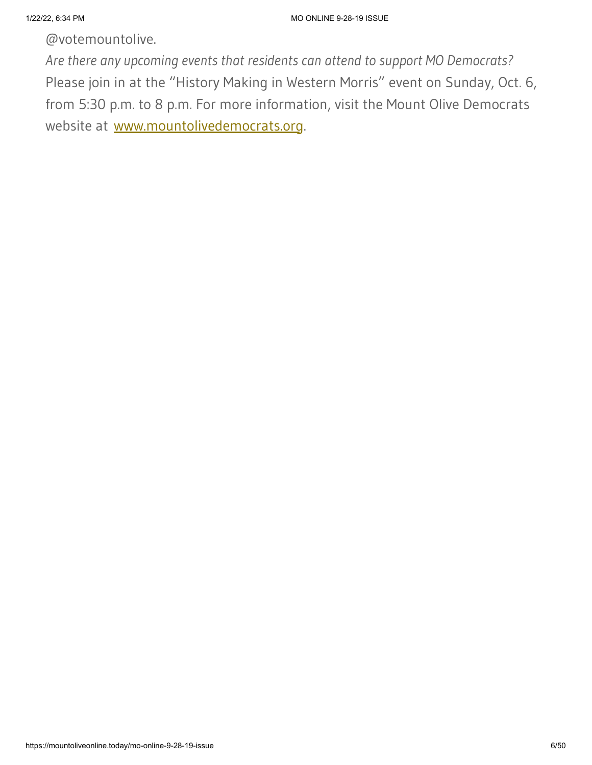@votemountolive.

*Are there any upcoming events that residents can attend to support MO Democrats?*

Please join in at the "History Making in Western Morris" event on Sunday, Oct. 6, from 5:30 p.m. to 8 p.m. For more information, visit the Mount Olive Democrats website at [www.mountolivedemocrats.org](www.mountolivedemocrats.org).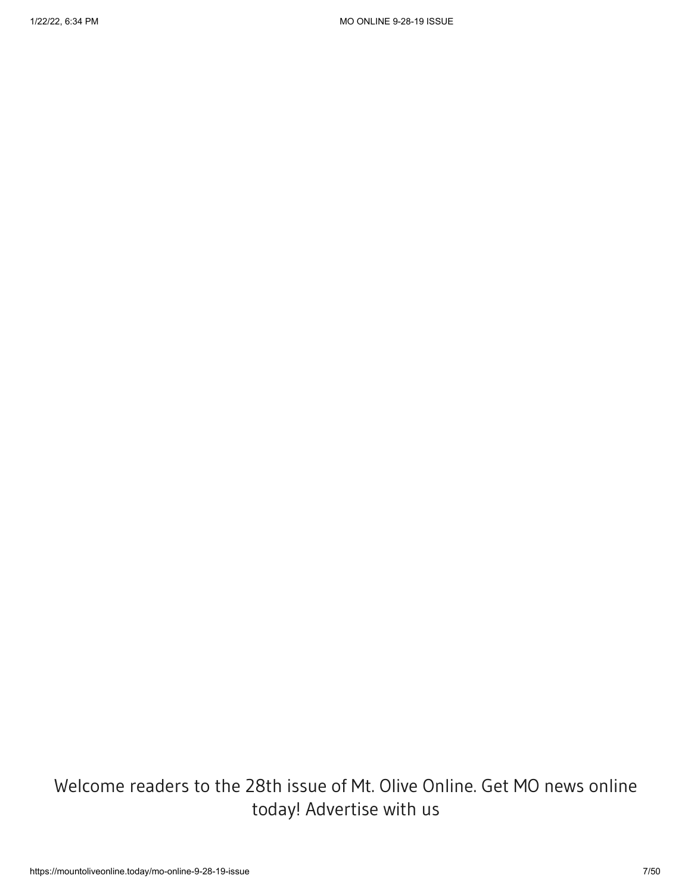Welcome readers to the 28th issue of Mt. Olive Online. Get MO news online today! Advertise with us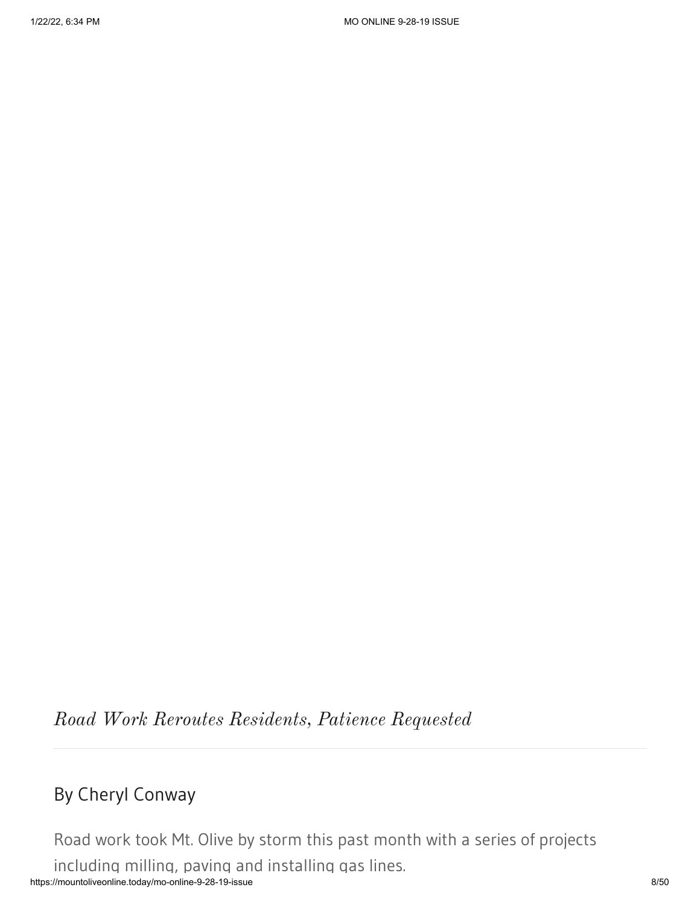## *Road Work Reroutes Residents, Patience Requested*

---

### By Cheryl Conway

Road work took Mt. Olive by storm this past month with a series of projects including milling, paving and installing gas lines.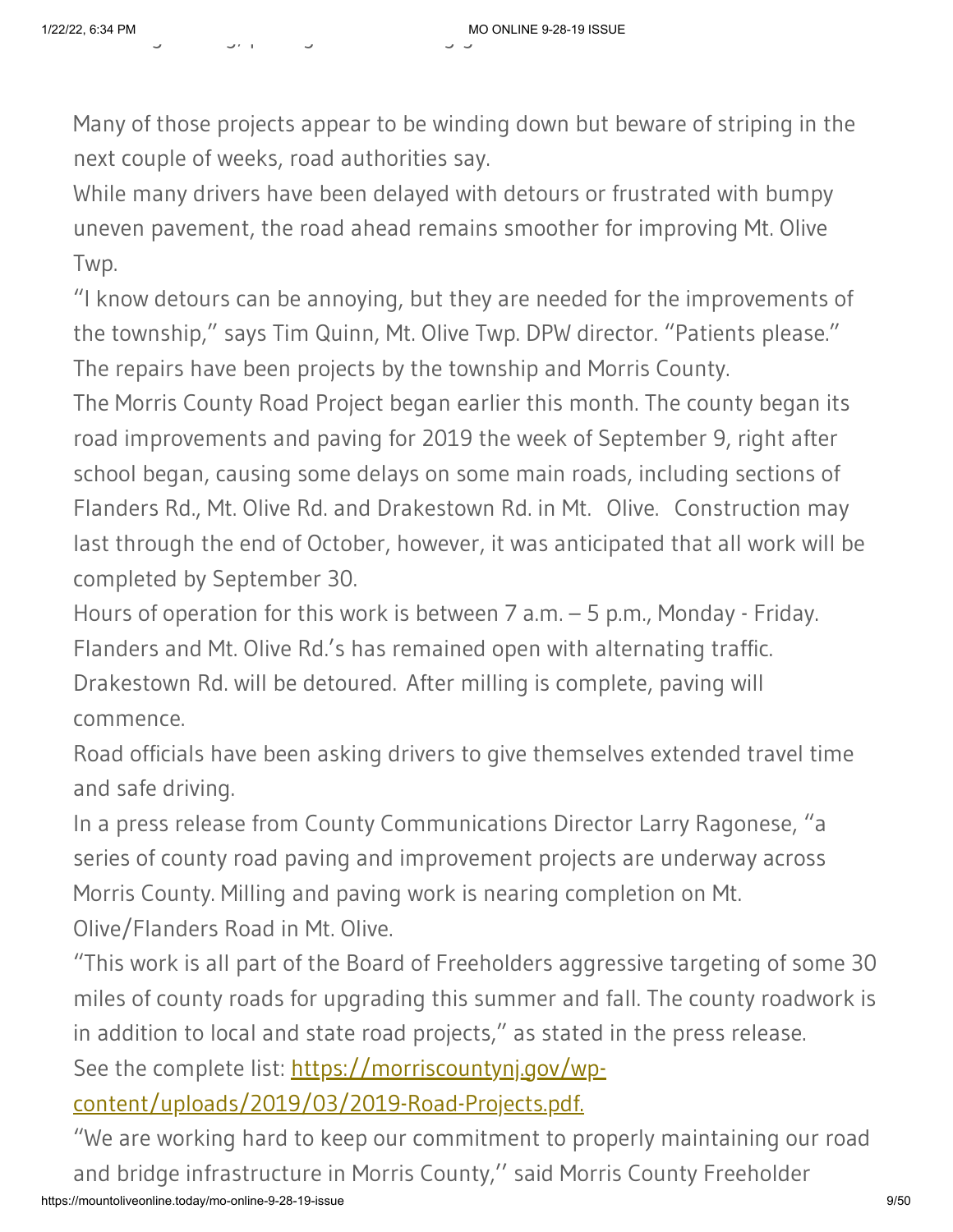Many of those projects appear to be winding down but beware of striping in the next couple of weeks, road authorities say.

While many drivers have been delayed with detours or frustrated with bumpy uneven pavement, the road ahead remains smoother for improving Mt. Olive Twp.

"I know detours can be annoying, but they are needed for the improvements of the township," says Tim Quinn, Mt. Olive Twp. DPW director. "Patients please."

The repairs have been projects by the township and Morris County.

The Morris County Road Project began earlier this month. The county began its road improvements and paving for 2019 the week of September 9, right after school began, causing some delays on some main roads, including sections of Flanders Rd., Mt. Olive Rd. and Drakestown Rd. in Mt. Olive. Construction may last through the end of October, however, it was anticipated that all work will be completed by September 30.

Hours of operation for this work is between 7 a.m. – 5 p.m., Monday - Friday. Flanders and Mt. Olive Rd.'s has remained open with alternating traffic. Drakestown Rd. will be detoured. After milling is complete, paving will commence.

Road officials have been asking drivers to give themselves extended travel time and safe driving.

In a press release from County Communications Director Larry Ragonese, "a series of county road paving and improvement projects are underway across Morris County. Milling and paving work is nearing completion on Mt. Olive/Flanders Road in Mt. Olive.

"This work is all part of the Board of Freeholders aggressive targeting of some 30 miles of county roads for upgrading this summer and fall. The county roadwork is in addition to local and state road projects," as stated in the press release.

See the complete list: [https://morriscountynj.gov/wp-content/uploads/2019/03/2019-Road-Projects.pdf.](https://morriscountynj.gov/wp-content/uploads/2019/03/2019-Road-Projects.pdf)

"We are working hard to keep our commitment to properly maintaining our road and bridge infrastructure in Morris County,'' said Morris County Freeholder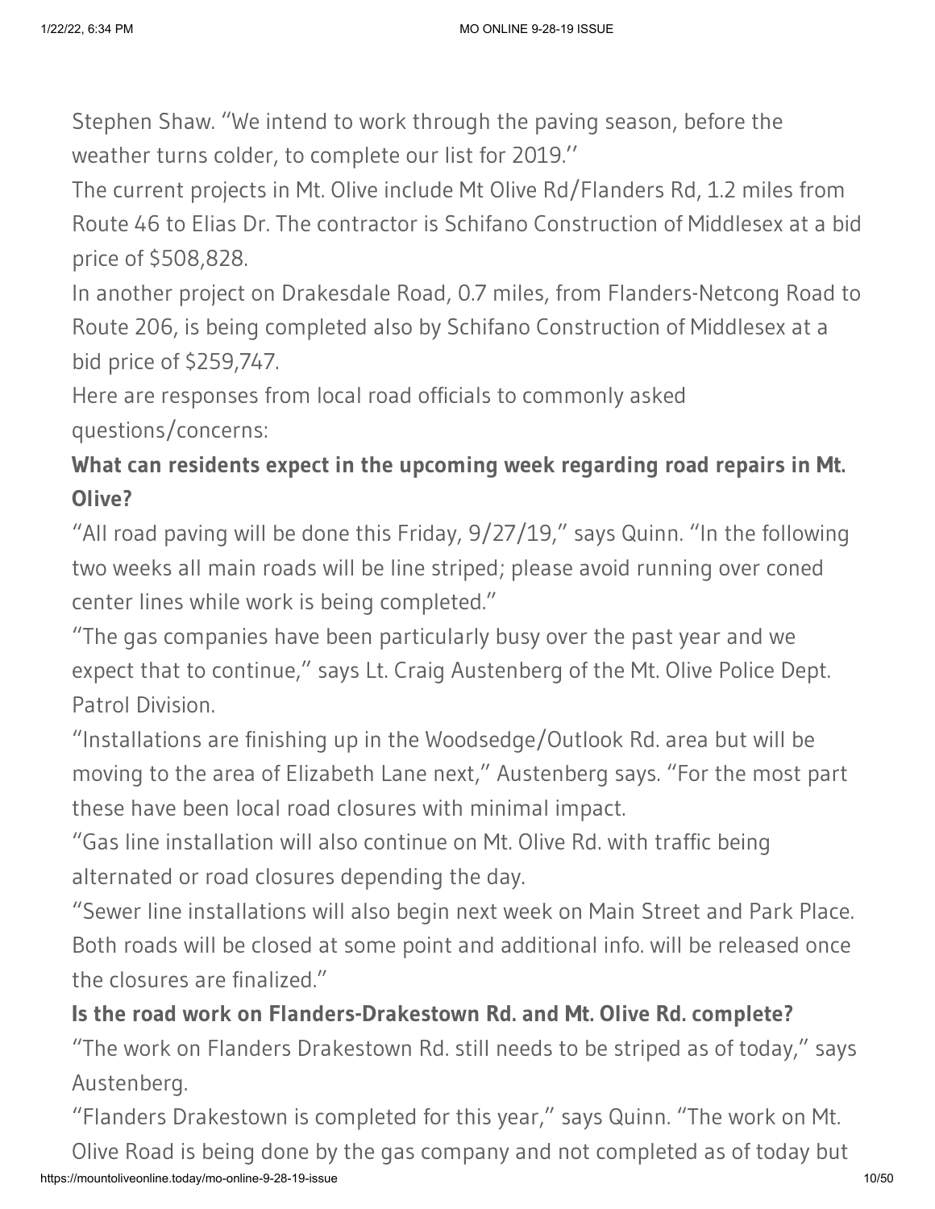Stephen Shaw. “We intend to work through the paving season, before the weather turns colder, to complete our list for 2019.’’

The current projects in Mt. Olive include Mt Olive Rd/Flanders Rd, 1.2 miles from Route 46 to Elias Dr. The contractor is Schifano Construction of Middlesex at a bid price of $508,828.

In another project on Drakesdale Road, 0.7 miles, from Flanders-Netcong Road to Route 206, is being completed also by Schifano Construction of Middlesex at a bid price of $259,747.

Here are responses from local road officials to commonly asked questions/concerns:

**What can residents expect in the upcoming week regarding road repairs in Mt. Olive?**

“All road paving will be done this Friday, 9/27/19,” says Quinn. “In the following two weeks all main roads will be line striped; please avoid running over coned center lines while work is being completed.”

“The gas companies have been particularly busy over the past year and we expect that to continue,” says Lt. Craig Austenberg of the Mt. Olive Police Dept. Patrol Division.

“Installations are finishing up in the Woodsedge/Outlook Rd. area but will be moving to the area of Elizabeth Lane next,” Austenberg says. “For the most part these have been local road closures with minimal impact.

“Gas line installation will also continue on Mt. Olive Rd. with traffic being alternated or road closures depending the day.

“Sewer line installations will also begin next week on Main Street and Park Place. Both roads will be closed at some point and additional info. will be released once the closures are finalized.”

**Is the road work on Flanders-Drakestown Rd. and Mt. Olive Rd. complete?**

“The work on Flanders Drakestown Rd. still needs to be striped as of today,” says Austenberg.

“Flanders Drakestown is completed for this year,” says Quinn. “The work on Mt. Olive Road is being done by the gas company and not completed as of today but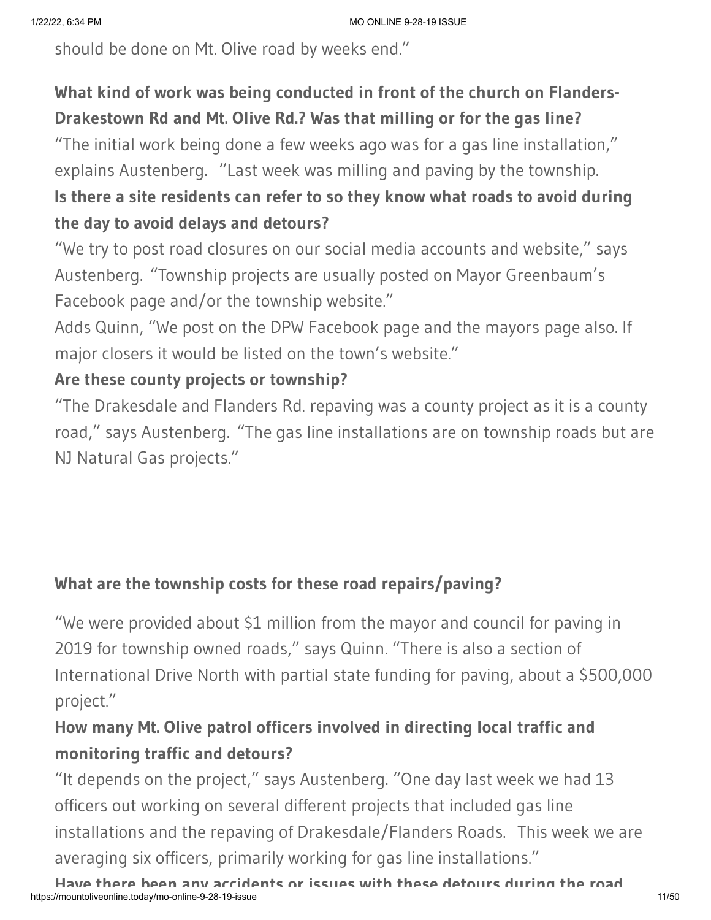should be done on Mt. Olive road by weeks end."

**What kind of work was being conducted in front of the church on Flanders-Drakestown Rd and Mt. Olive Rd.? Was that milling or for the gas line?**

"The initial work being done a few weeks ago was for a gas line installation," explains Austenberg. "Last week was milling and paving by the township.

**Is there a site residents can refer to so they know what roads to avoid during the day to avoid delays and detours?**

"We try to post road closures on our social media accounts and website," says Austenberg. "Township projects are usually posted on Mayor Greenbaum's Facebook page and/or the township website."

Adds Quinn, "We post on the DPW Facebook page and the mayors page also. If major closers it would be listed on the town's website."

**Are these county projects or township?**

"The Drakesdale and Flanders Rd. repaving was a county project as it is a county road," says Austenberg. "The gas line installations are on township roads but are NJ Natural Gas projects."

**What are the township costs for these road repairs/paving?**

"We were provided about $1 million from the mayor and council for paving in 2019 for township owned roads," says Quinn. "There is also a section of International Drive North with partial state funding for paving, about a $500,000 project."

**How many Mt. Olive patrol officers involved in directing local traffic and monitoring traffic and detours?**

"It depends on the project," says Austenberg. "One day last week we had 13 officers out working on several different projects that included gas line installations and the repaving of Drakesdale/Flanders Roads. This week we are averaging six officers, primarily working for gas line installations."

**Have there been any accidents or issues with these detours during the road**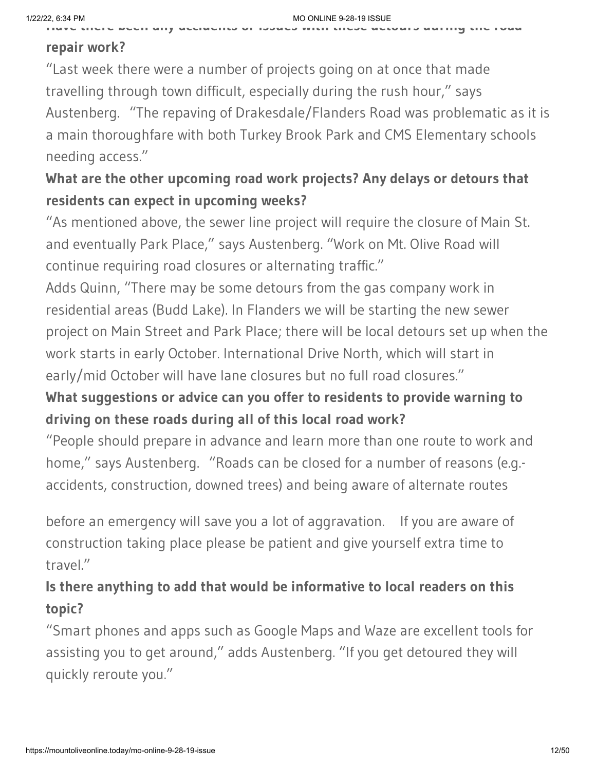**Have there been any accidents or issues with these detours during the road repair work?**

"Last week there were a number of projects going on at once that made travelling through town difficult, especially during the rush hour," says Austenberg. "The repaving of Drakesdale/Flanders Road was problematic as it is a main thoroughfare with both Turkey Brook Park and CMS Elementary schools needing access."

**What are the other upcoming road work projects? Any delays or detours that residents can expect in upcoming weeks?**

"As mentioned above, the sewer line project will require the closure of Main St. and eventually Park Place," says Austenberg. "Work on Mt. Olive Road will continue requiring road closures or alternating traffic."

Adds Quinn, "There may be some detours from the gas company work in residential areas (Budd Lake). In Flanders we will be starting the new sewer project on Main Street and Park Place; there will be local detours set up when the work starts in early October. International Drive North, which will start in early/mid October will have lane closures but no full road closures."

**What suggestions or advice can you offer to residents to provide warning to driving on these roads during all of this local road work?**

"People should prepare in advance and learn more than one route to work and home," says Austenberg. "Roads can be closed for a number of reasons (e.g.- accidents, construction, downed trees) and being aware of alternate routes before an emergency will save you a lot of aggravation. If you are aware of construction taking place please be patient and give yourself extra time to travel."

**Is there anything to add that would be informative to local readers on this topic?**

"Smart phones and apps such as Google Maps and Waze are excellent tools for assisting you to get around," adds Austenberg. "If you get detoured they will quickly reroute you."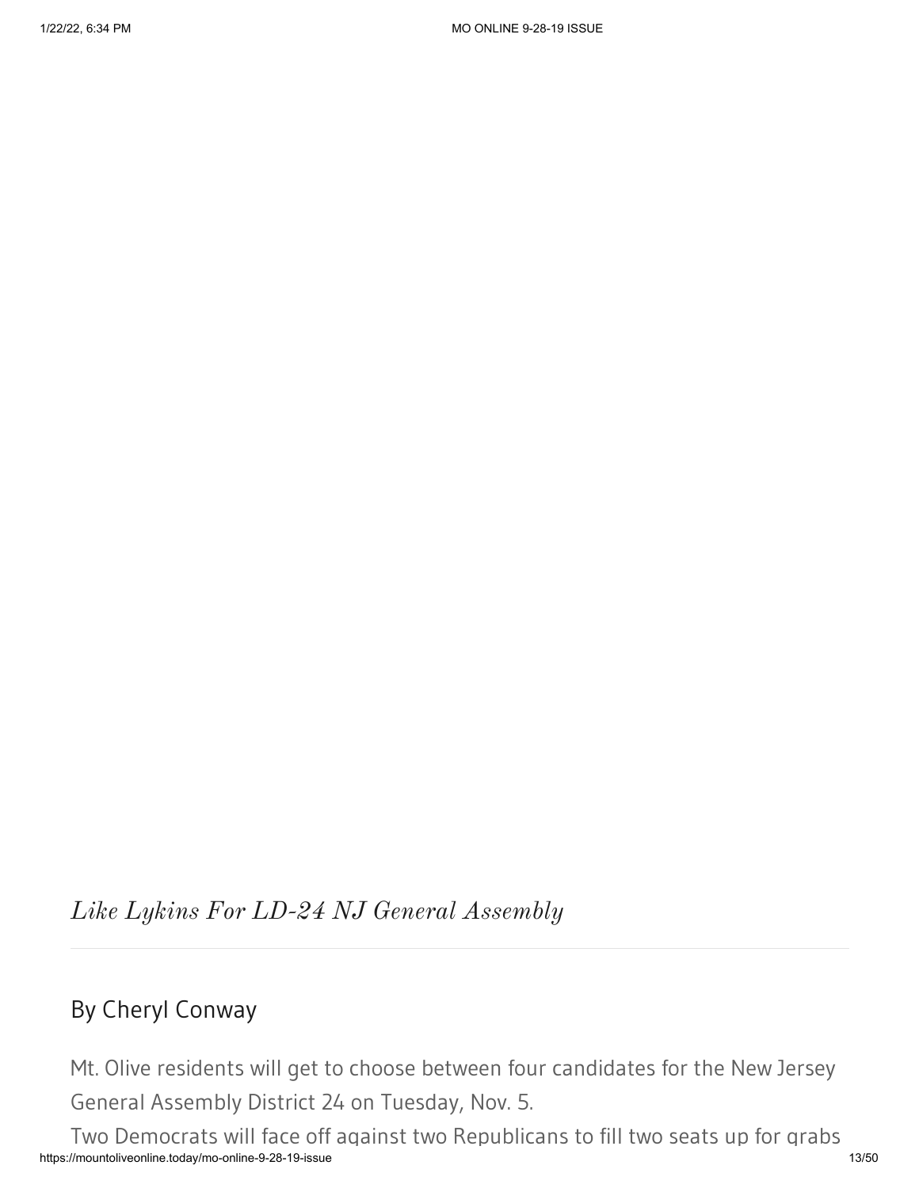*Like Lykins For LD-24 NJ General Assembly*

---

## By Cheryl Conway

Mt. Olive residents will get to choose between four candidates for the New Jersey General Assembly District 24 on Tuesday, Nov. 5.

Two Democrats will face off against two Republicans to fill two seats up for grabs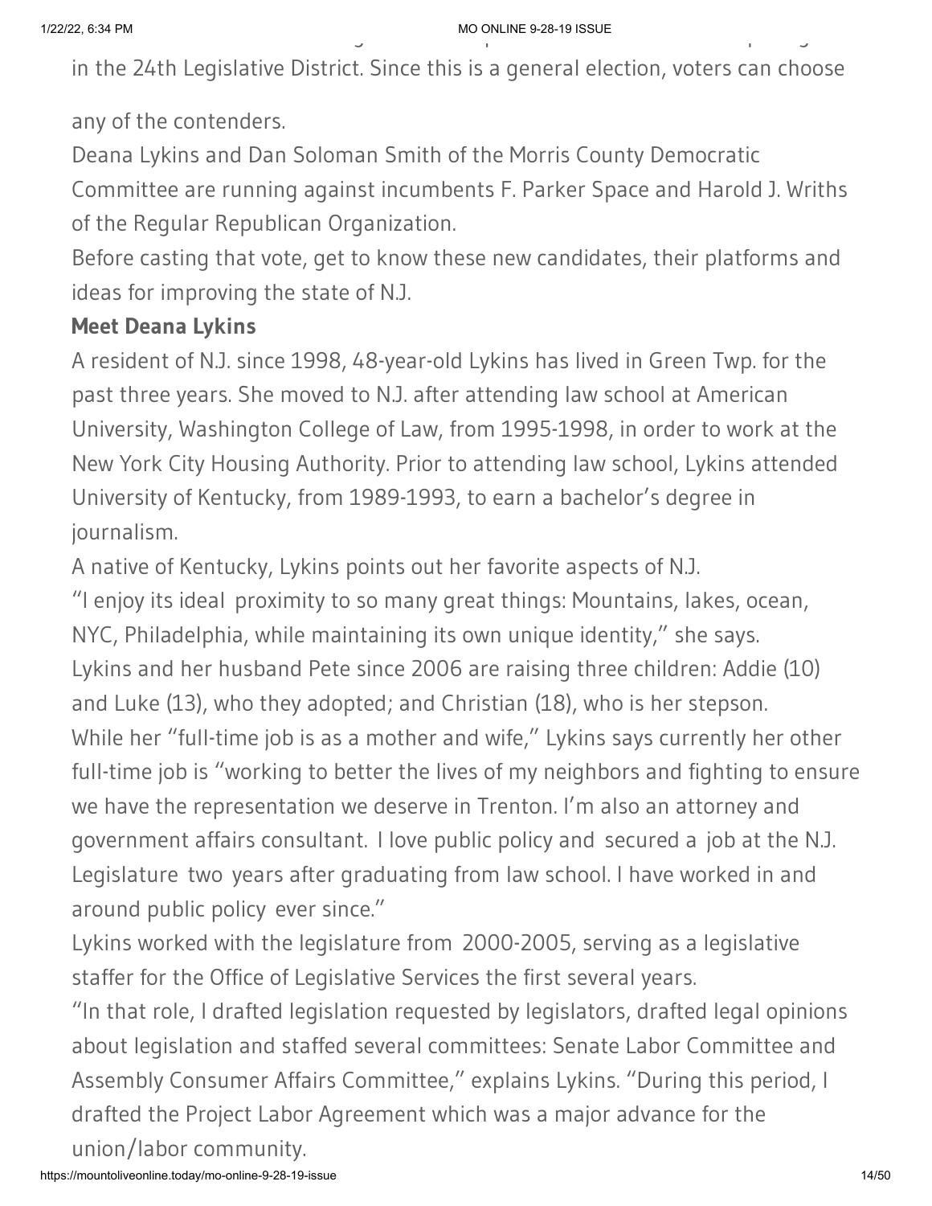in the 24th Legislative District. Since this is a general election, voters can choose any of the contenders.

Deana Lykins and Dan Soloman Smith of the Morris County Democratic Committee are running against incumbents F. Parker Space and Harold J. Wriths of the Regular Republican Organization.

Before casting that vote, get to know these new candidates, their platforms and ideas for improving the state of N.J.

**Meet Deana Lykins**

A resident of N.J. since 1998, 48-year-old Lykins has lived in Green Twp. for the past three years. She moved to N.J. after attending law school at American University, Washington College of Law, from 1995-1998, in order to work at the New York City Housing Authority. Prior to attending law school, Lykins attended University of Kentucky, from 1989-1993, to earn a bachelor's degree in journalism.

A native of Kentucky, Lykins points out her favorite aspects of N.J.

"I enjoy its ideal proximity to so many great things: Mountains, lakes, ocean, NYC, Philadelphia, while maintaining its own unique identity," she says.

Lykins and her husband Pete since 2006 are raising three children: Addie (10) and Luke (13), who they adopted; and Christian (18), who is her stepson.

While her "full-time job is as a mother and wife," Lykins says currently her other full-time job is "working to better the lives of my neighbors and fighting to ensure we have the representation we deserve in Trenton. I'm also an attorney and government affairs consultant. I love public policy and secured a job at the N.J. Legislature two years after graduating from law school. I have worked in and around public policy ever since."

Lykins worked with the legislature from 2000-2005, serving as a legislative staffer for the Office of Legislative Services the first several years.

"In that role, I drafted legislation requested by legislators, drafted legal opinions about legislation and staffed several committees: Senate Labor Committee and Assembly Consumer Affairs Committee," explains Lykins. "During this period, I drafted the Project Labor Agreement which was a major advance for the union/labor community.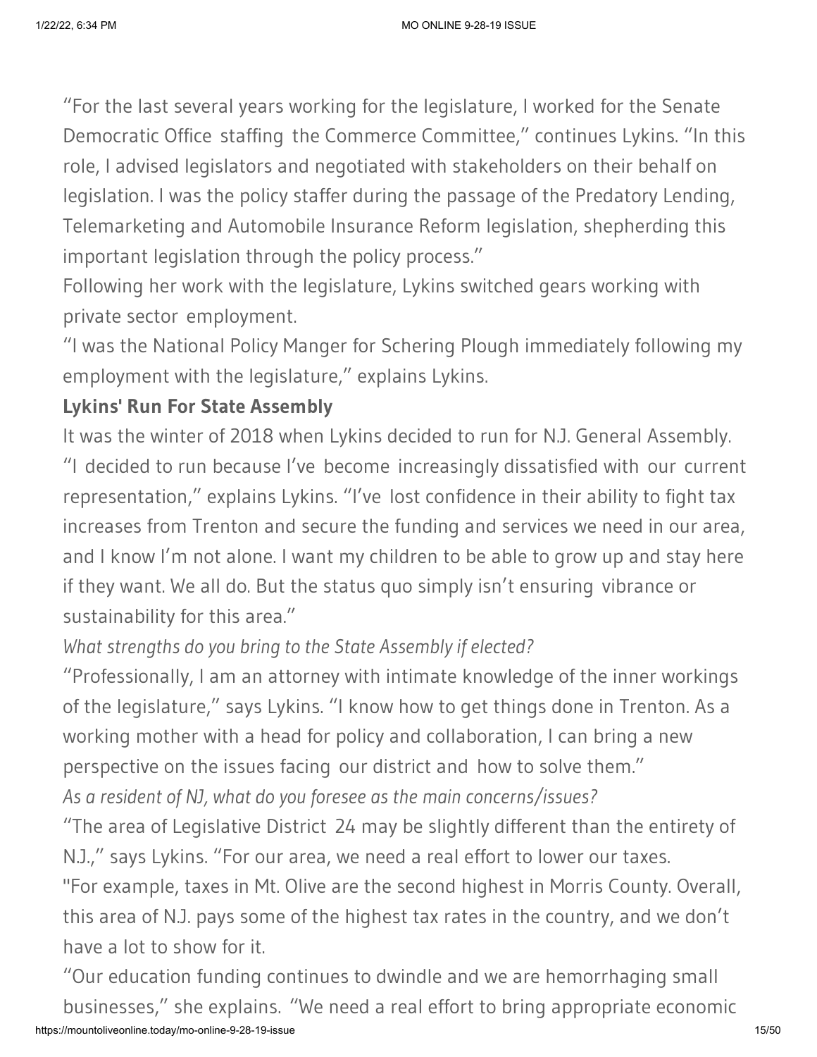"For the last several years working for the legislature, I worked for the Senate Democratic Office staffing the Commerce Committee," continues Lykins. "In this role, I advised legislators and negotiated with stakeholders on their behalf on legislation. I was the policy staffer during the passage of the Predatory Lending, Telemarketing and Automobile Insurance Reform legislation, shepherding this important legislation through the policy process."

Following her work with the legislature, Lykins switched gears working with private sector employment.

"I was the National Policy Manger for Schering Plough immediately following my employment with the legislature," explains Lykins.

**Lykins' Run For State Assembly**

It was the winter of 2018 when Lykins decided to run for N.J. General Assembly.

"I decided to run because I've become increasingly dissatisfied with our current representation," explains Lykins. "I've lost confidence in their ability to fight tax increases from Trenton and secure the funding and services we need in our area, and I know I'm not alone. I want my children to be able to grow up and stay here if they want. We all do. But the status quo simply isn't ensuring vibrance or sustainability for this area."

*What strengths do you bring to the State Assembly if elected?*

"Professionally, I am an attorney with intimate knowledge of the inner workings of the legislature," says Lykins. "I know how to get things done in Trenton. As a working mother with a head for policy and collaboration, I can bring a new perspective on the issues facing our district and how to solve them."

*As a resident of NJ, what do you foresee as the main concerns/issues?*

"The area of Legislative District 24 may be slightly different than the entirety of N.J.," says Lykins. "For our area, we need a real effort to lower our taxes.

"For example, taxes in Mt. Olive are the second highest in Morris County. Overall, this area of N.J. pays some of the highest tax rates in the country, and we don't have a lot to show for it.

"Our education funding continues to dwindle and we are hemorrhaging small businesses," she explains. "We need a real effort to bring appropriate economic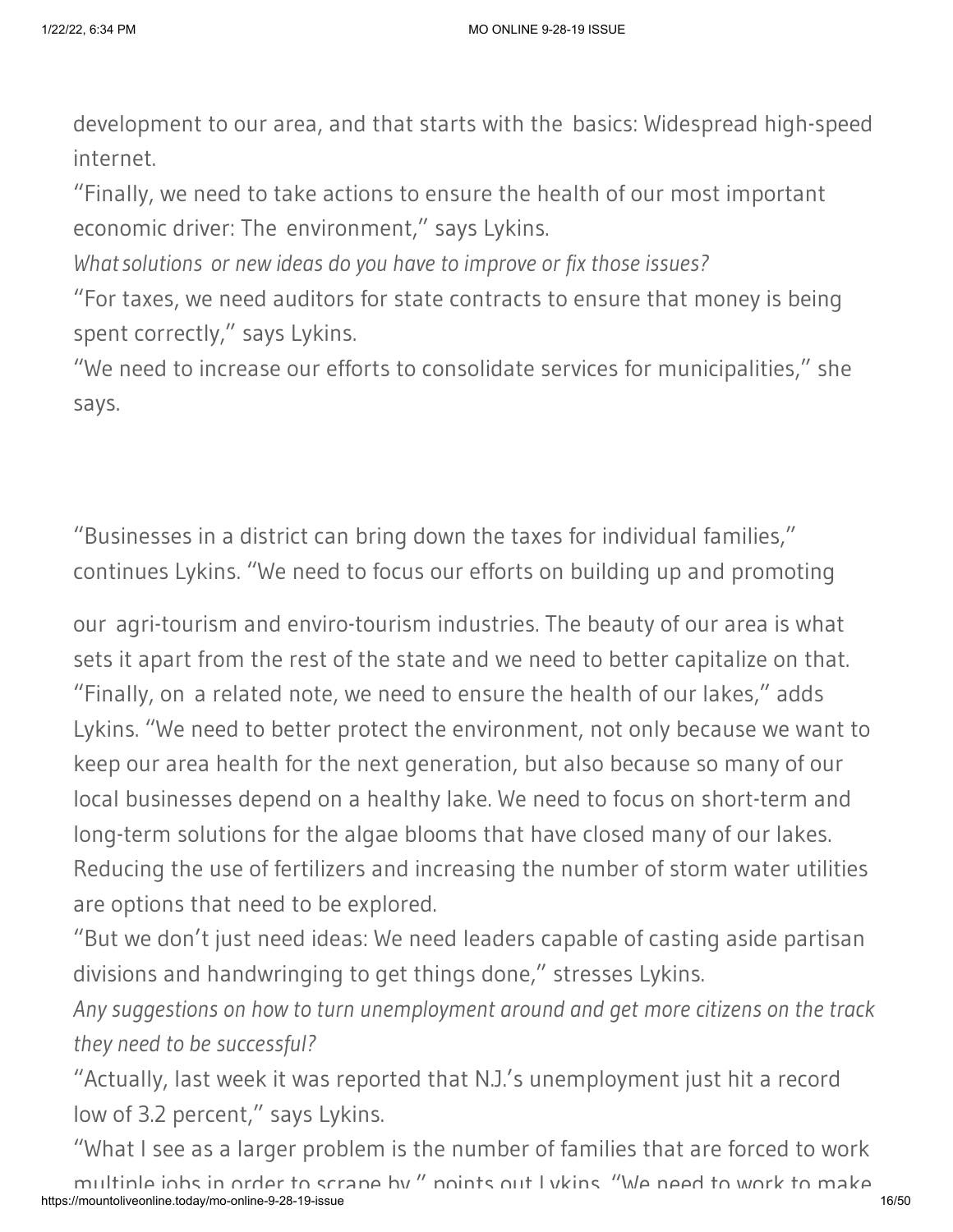development to our area, and that starts with the basics: Widespread high-speed internet.

"Finally, we need to take actions to ensure the health of our most important economic driver: The environment," says Lykins.

*What solutions or new ideas do you have to improve or fix those issues?*

"For taxes, we need auditors for state contracts to ensure that money is being spent correctly," says Lykins.

"We need to increase our efforts to consolidate services for municipalities," she says.

"Businesses in a district can bring down the taxes for individual families," continues Lykins. "We need to focus our efforts on building up and promoting our agri-tourism and enviro-tourism industries. The beauty of our area is what sets it apart from the rest of the state and we need to better capitalize on that.

"Finally, on a related note, we need to ensure the health of our lakes," adds Lykins. "We need to better protect the environment, not only because we want to keep our area health for the next generation, but also because so many of our local businesses depend on a healthy lake. We need to focus on short-term and long-term solutions for the algae blooms that have closed many of our lakes. Reducing the use of fertilizers and increasing the number of storm water utilities are options that need to be explored.

"But we don't just need ideas: We need leaders capable of casting aside partisan divisions and handwringing to get things done," stresses Lykins.

*Any suggestions on how to turn unemployment around and get more citizens on the track they need to be successful?*

"Actually, last week it was reported that N.J.'s unemployment just hit a record low of 3.2 percent," says Lykins.

"What I see as a larger problem is the number of families that are forced to work multiple jobs in order to scrape by," points out Lykins. "We need to work to make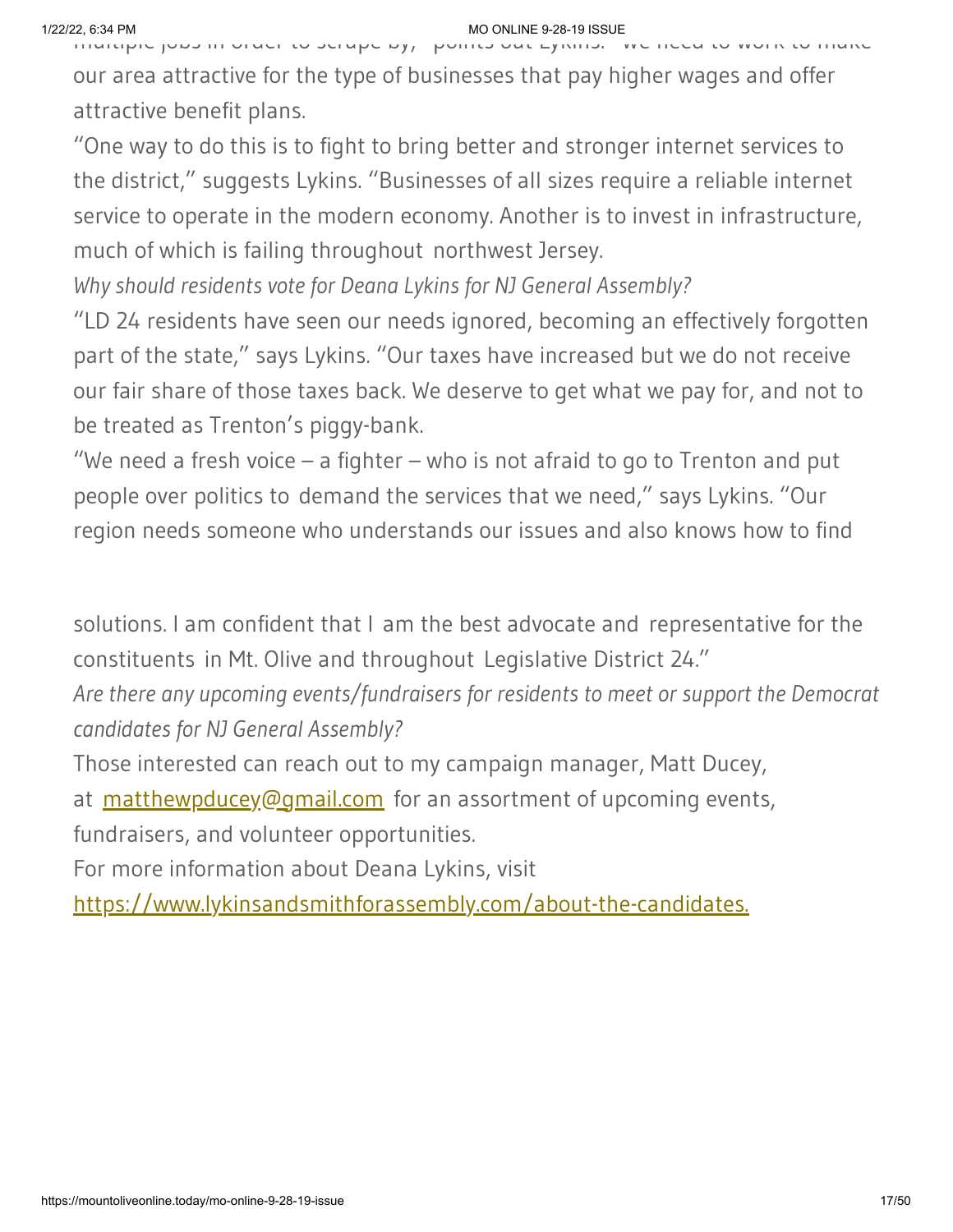multiple jobs in order to scrape by," points out Lykins. "We need to work to make our area attractive for the type of businesses that pay higher wages and offer attractive benefit plans.

"One way to do this is to fight to bring better and stronger internet services to the district," suggests Lykins. "Businesses of all sizes require a reliable internet service to operate in the modern economy. Another is to invest in infrastructure, much of which is failing throughout northwest Jersey.

*Why should residents vote for Deana Lykins for NJ General Assembly?*

"LD 24 residents have seen our needs ignored, becoming an effectively forgotten part of the state," says Lykins. "Our taxes have increased but we do not receive our fair share of those taxes back. We deserve to get what we pay for, and not to be treated as Trenton's piggy-bank.

"We need a fresh voice – a fighter – who is not afraid to go to Trenton and put people over politics to demand the services that we need," says Lykins. "Our region needs someone who understands our issues and also knows how to find solutions. I am confident that I am the best advocate and representative for the constituents in Mt. Olive and throughout Legislative District 24."

*Are there any upcoming events/fundraisers for residents to meet or support the Democrat candidates for NJ General Assembly?*

Those interested can reach out to my campaign manager, Matt Ducey, at [matthewpducey@gmail.com](mailto:matthewpducey@gmail.com) for an assortment of upcoming events, fundraisers, and volunteer opportunities.

For more information about Deana Lykins, visit [https://www.lykinsandsmithforassembly.com/about-the-candidates.](https://www.lykinsandsmithforassembly.com/about-the-candidates)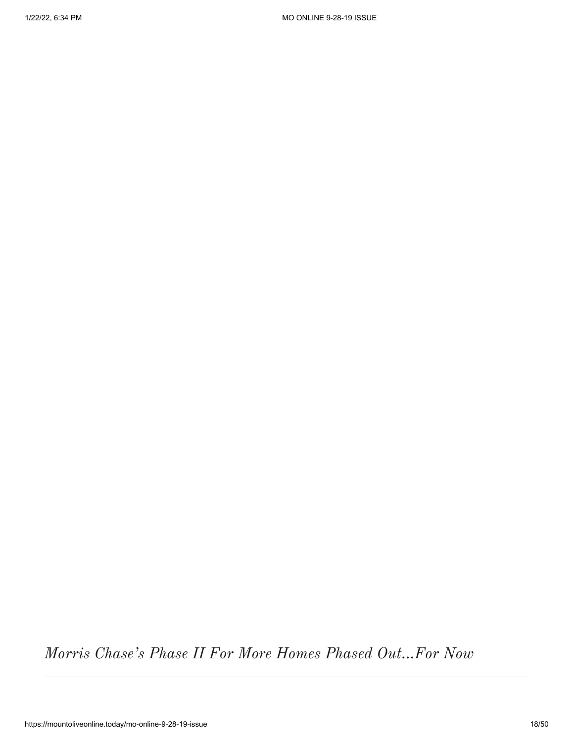## *Morris Chase's Phase II For More Homes Phased Out...For Now*

---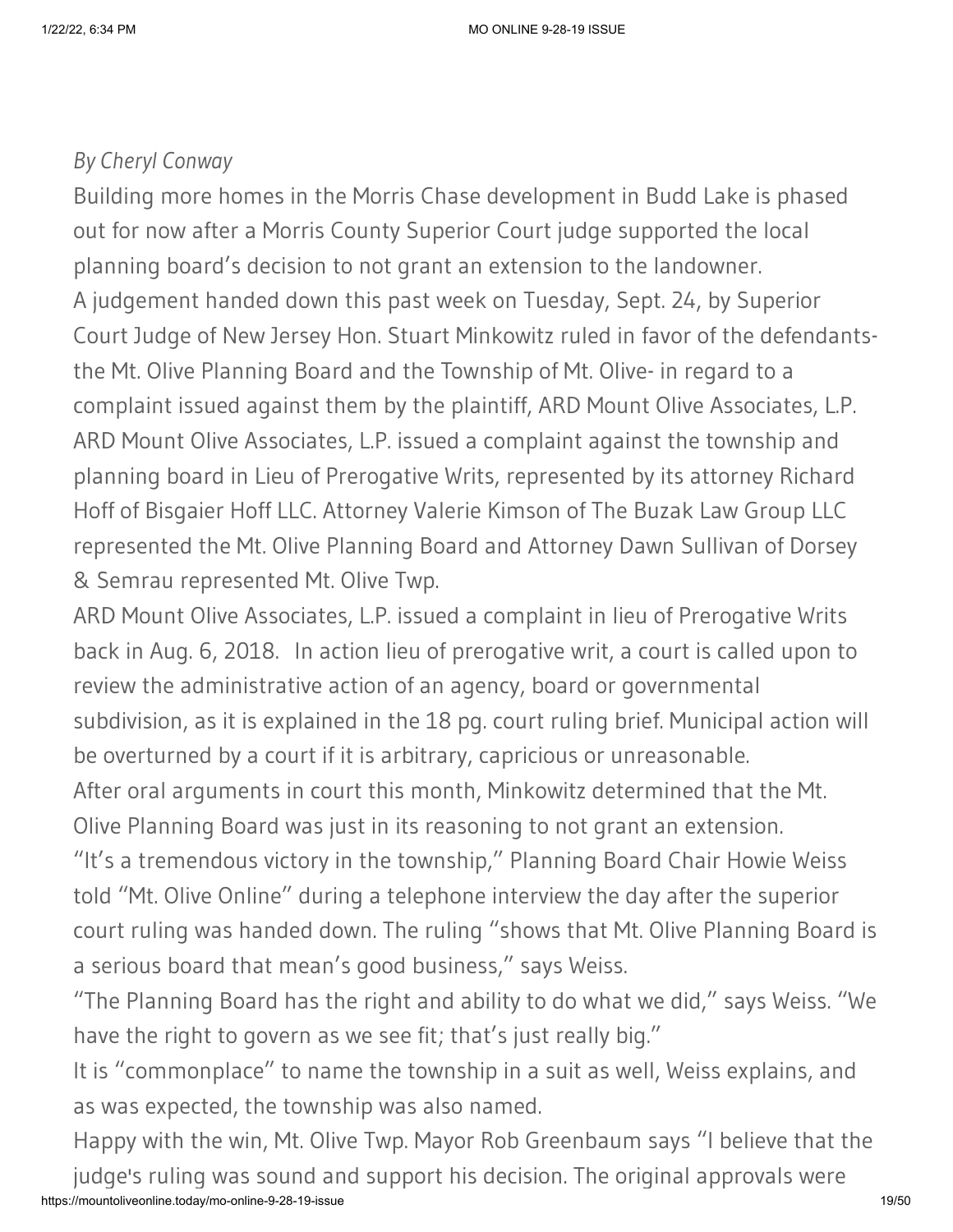*By Cheryl Conway*

Building more homes in the Morris Chase development in Budd Lake is phased out for now after a Morris County Superior Court judge supported the local planning board's decision to not grant an extension to the landowner.

A judgement handed down this past week on Tuesday, Sept. 24, by Superior Court Judge of New Jersey Hon. Stuart Minkowitz ruled in favor of the defendants- the Mt. Olive Planning Board and the Township of Mt. Olive- in regard to a complaint issued against them by the plaintiff, ARD Mount Olive Associates, L.P.

ARD Mount Olive Associates, L.P. issued a complaint against the township and planning board in Lieu of Prerogative Writs, represented by its attorney Richard Hoff of Bisgaier Hoff LLC. Attorney Valerie Kimson of The Buzak Law Group LLC represented the Mt. Olive Planning Board and Attorney Dawn Sullivan of Dorsey & Semrau represented Mt. Olive Twp.

ARD Mount Olive Associates, L.P. issued a complaint in lieu of Prerogative Writs back in Aug. 6, 2018. In action lieu of prerogative writ, a court is called upon to review the administrative action of an agency, board or governmental subdivision, as it is explained in the 18 pg. court ruling brief. Municipal action will be overturned by a court if it is arbitrary, capricious or unreasonable.

After oral arguments in court this month, Minkowitz determined that the Mt. Olive Planning Board was just in its reasoning to not grant an extension.

"It's a tremendous victory in the township," Planning Board Chair Howie Weiss told "Mt. Olive Online" during a telephone interview the day after the superior court ruling was handed down. The ruling "shows that Mt. Olive Planning Board is a serious board that mean's good business," says Weiss.

"The Planning Board has the right and ability to do what we did," says Weiss. "We have the right to govern as we see fit; that's just really big."

It is "commonplace" to name the township in a suit as well, Weiss explains, and as was expected, the township was also named.

Happy with the win, Mt. Olive Twp. Mayor Rob Greenbaum says "I believe that the judge's ruling was sound and support his decision. The original approvals were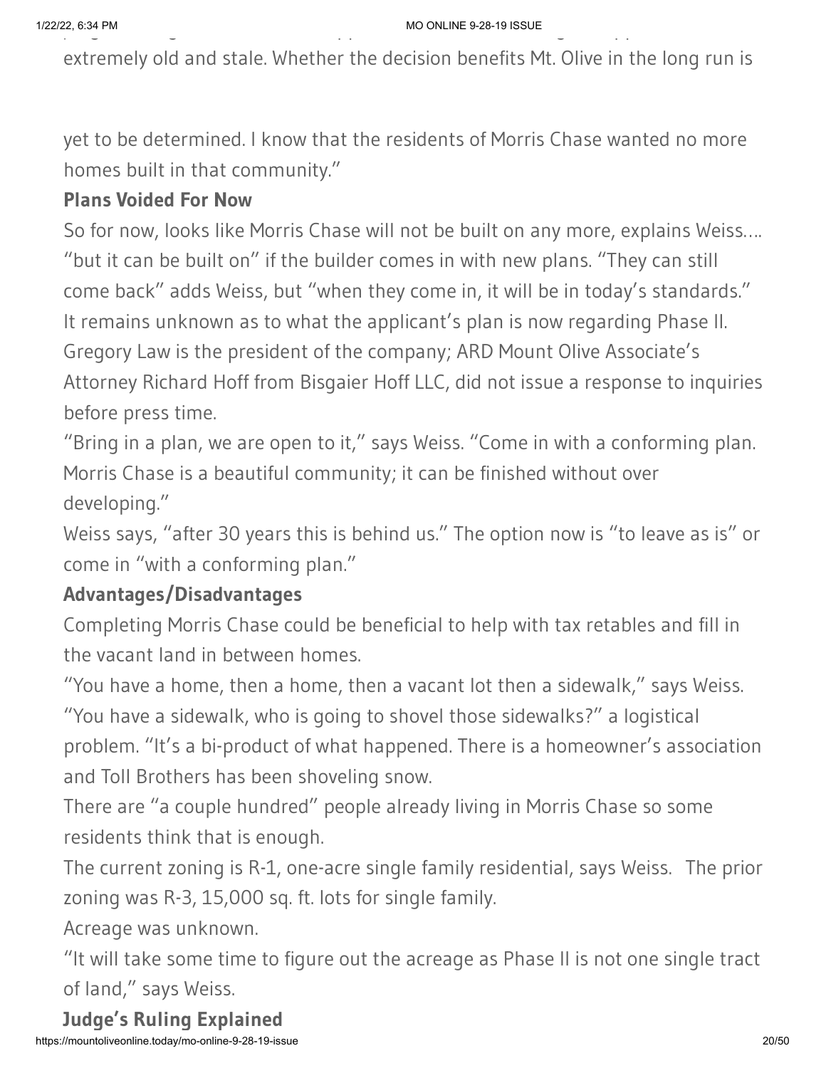extremely old and stale. Whether the decision benefits Mt. Olive in the long run is

yet to be determined. I know that the residents of Morris Chase wanted no more homes built in that community."

**Plans Voided For Now**

So for now, looks like Morris Chase will not be built on any more, explains Weiss…. "but it can be built on" if the builder comes in with new plans. "They can still come back" adds Weiss, but "when they come in, it will be in today's standards." It remains unknown as to what the applicant's plan is now regarding Phase II. Gregory Law is the president of the company; ARD Mount Olive Associate's Attorney Richard Hoff from Bisgaier Hoff LLC, did not issue a response to inquiries before press time.

"Bring in a plan, we are open to it," says Weiss. "Come in with a conforming plan. Morris Chase is a beautiful community; it can be finished without over developing."

Weiss says, "after 30 years this is behind us." The option now is "to leave as is" or come in "with a conforming plan."

**Advantages/Disadvantages**

Completing Morris Chase could be beneficial to help with tax retables and fill in the vacant land in between homes.

"You have a home, then a home, then a vacant lot then a sidewalk," says Weiss. "You have a sidewalk, who is going to shovel those sidewalks?" a logistical problem. "It's a bi-product of what happened. There is a homeowner's association and Toll Brothers has been shoveling snow.

There are "a couple hundred" people already living in Morris Chase so some residents think that is enough.

The current zoning is R-1, one-acre single family residential, says Weiss. The prior zoning was R-3, 15,000 sq. ft. lots for single family.

Acreage was unknown.

"It will take some time to figure out the acreage as Phase II is not one single tract of land," says Weiss.

**Judge's Ruling Explained**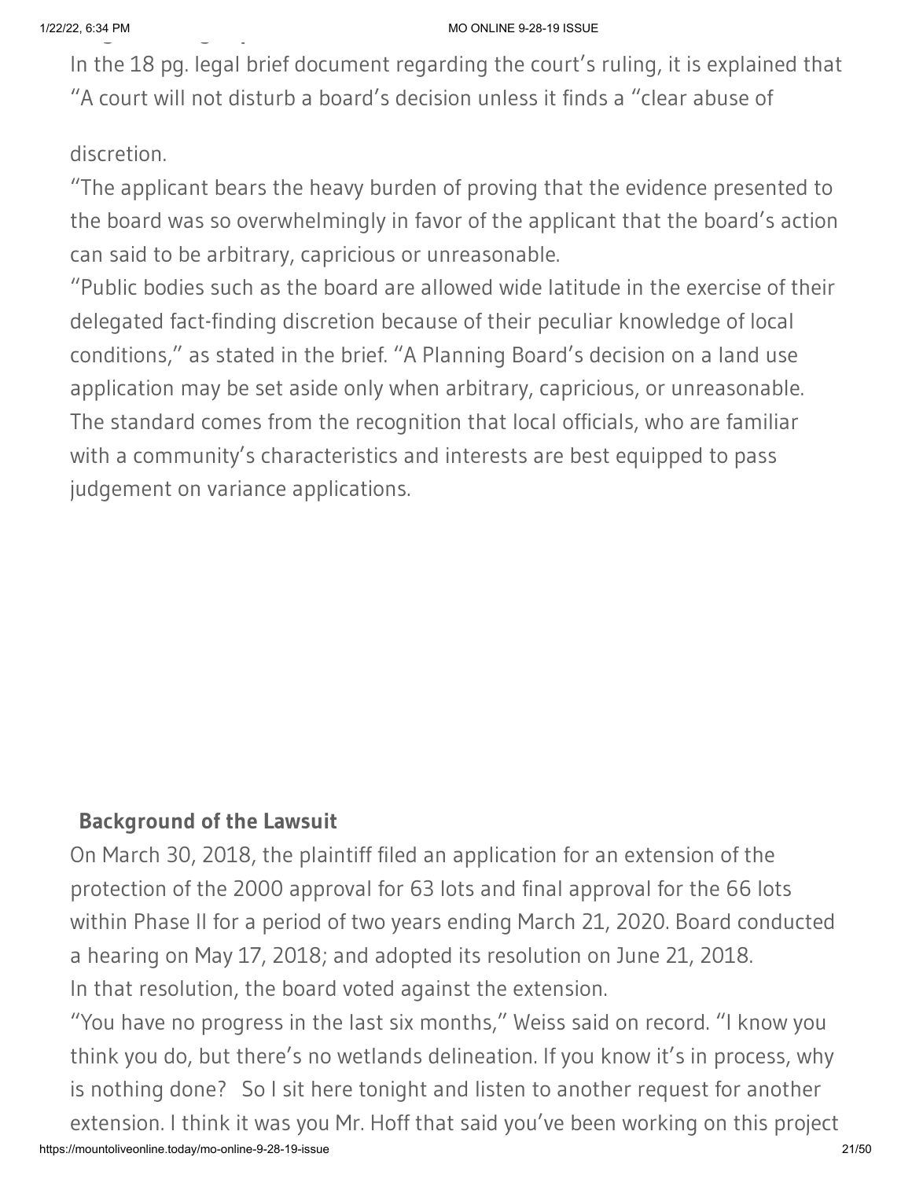In the 18 pg. legal brief document regarding the court's ruling, it is explained that "A court will not disturb a board's decision unless it finds a "clear abuse of

discretion.

"The applicant bears the heavy burden of proving that the evidence presented to the board was so overwhelmingly in favor of the applicant that the board's action can said to be arbitrary, capricious or unreasonable.

"Public bodies such as the board are allowed wide latitude in the exercise of their delegated fact-finding discretion because of their peculiar knowledge of local conditions," as stated in the brief. "A Planning Board's decision on a land use application may be set aside only when arbitrary, capricious, or unreasonable. The standard comes from the recognition that local officials, who are familiar with a community's characteristics and interests are best equipped to pass judgement on variance applications.

**Background of the Lawsuit**

On March 30, 2018, the plaintiff filed an application for an extension of the protection of the 2000 approval for 63 lots and final approval for the 66 lots within Phase II for a period of two years ending March 21, 2020. Board conducted a hearing on May 17, 2018; and adopted its resolution on June 21, 2018.

In that resolution, the board voted against the extension.

"You have no progress in the last six months," Weiss said on record. "I know you think you do, but there's no wetlands delineation. If you know it's in process, why is nothing done? So I sit here tonight and listen to another request for another extension. I think it was you Mr. Hoff that said you've been working on this project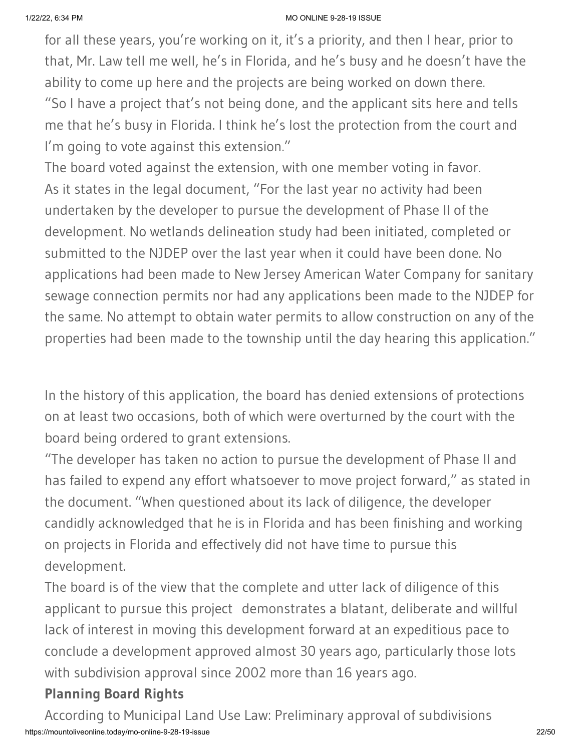for all these years, you're working on it, it's a priority, and then I hear, prior to that, Mr. Law tell me well, he's in Florida, and he's busy and he doesn't have the ability to come up here and the projects are being worked on down there.

"So I have a project that's not being done, and the applicant sits here and tells me that he's busy in Florida. I think he's lost the protection from the court and I'm going to vote against this extension."

The board voted against the extension, with one member voting in favor.

As it states in the legal document, "For the last year no activity had been undertaken by the developer to pursue the development of Phase II of the development. No wetlands delineation study had been initiated, completed or submitted to the NJDEP over the last year when it could have been done. No applications had been made to New Jersey American Water Company for sanitary sewage connection permits nor had any applications been made to the NJDEP for the same. No attempt to obtain water permits to allow construction on any of the properties had been made to the township until the day hearing this application."

In the history of this application, the board has denied extensions of protections on at least two occasions, both of which were overturned by the court with the board being ordered to grant extensions.

"The developer has taken no action to pursue the development of Phase II and has failed to expend any effort whatsoever to move project forward," as stated in the document. "When questioned about its lack of diligence, the developer candidly acknowledged that he is in Florida and has been finishing and working on projects in Florida and effectively did not have time to pursue this development.

The board is of the view that the complete and utter lack of diligence of this applicant to pursue this project demonstrates a blatant, deliberate and willful lack of interest in moving this development forward at an expeditious pace to conclude a development approved almost 30 years ago, particularly those lots with subdivision approval since 2002 more than 16 years ago.

**Planning Board Rights**

According to Municipal Land Use Law: Preliminary approval of subdivisions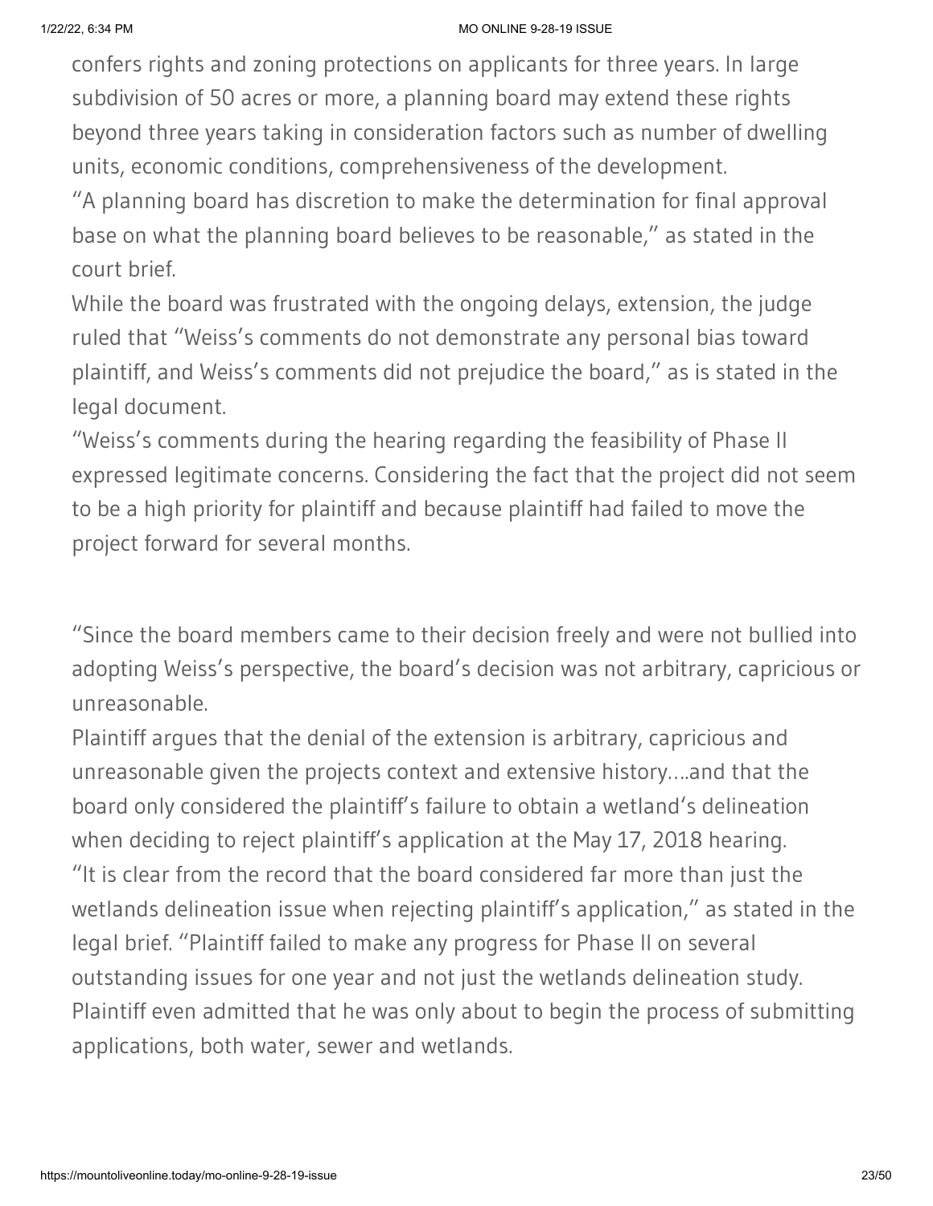confers rights and zoning protections on applicants for three years. In large subdivision of 50 acres or more, a planning board may extend these rights beyond three years taking in consideration factors such as number of dwelling units, economic conditions, comprehensiveness of the development.

"A planning board has discretion to make the determination for final approval base on what the planning board believes to be reasonable," as stated in the court brief.

While the board was frustrated with the ongoing delays, extension, the judge ruled that "Weiss's comments do not demonstrate any personal bias toward plaintiff, and Weiss's comments did not prejudice the board," as is stated in the legal document.

"Weiss's comments during the hearing regarding the feasibility of Phase II expressed legitimate concerns. Considering the fact that the project did not seem to be a high priority for plaintiff and because plaintiff had failed to move the project forward for several months.

"Since the board members came to their decision freely and were not bullied into adopting Weiss's perspective, the board's decision was not arbitrary, capricious or unreasonable.

Plaintiff argues that the denial of the extension is arbitrary, capricious and unreasonable given the projects context and extensive history….and that the board only considered the plaintiff's failure to obtain a wetland's delineation when deciding to reject plaintiff's application at the May 17, 2018 hearing.

"It is clear from the record that the board considered far more than just the wetlands delineation issue when rejecting plaintiff's application," as stated in the legal brief. "Plaintiff failed to make any progress for Phase II on several outstanding issues for one year and not just the wetlands delineation study. Plaintiff even admitted that he was only about to begin the process of submitting applications, both water, sewer and wetlands.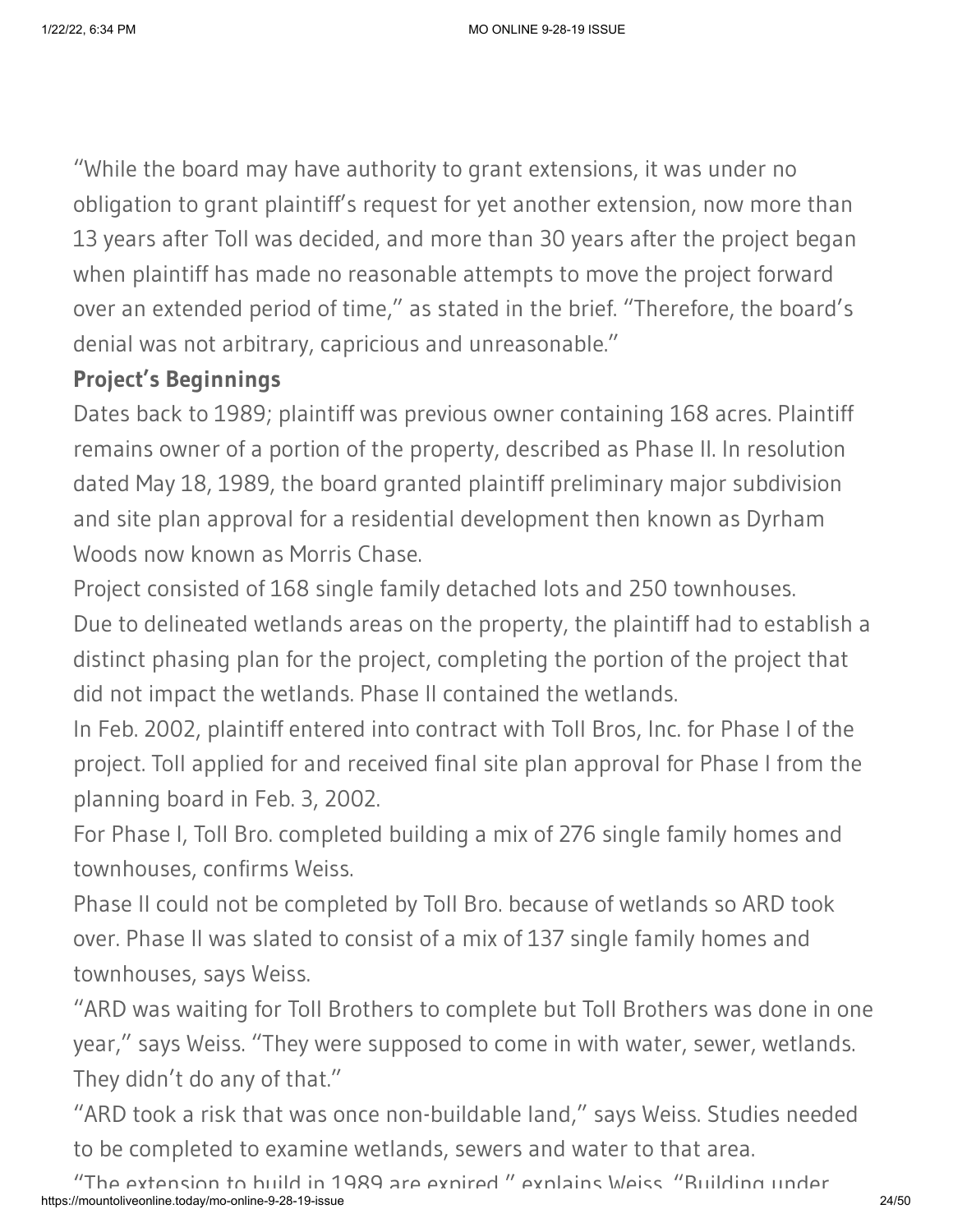"While the board may have authority to grant extensions, it was under no obligation to grant plaintiff's request for yet another extension, now more than 13 years after Toll was decided, and more than 30 years after the project began when plaintiff has made no reasonable attempts to move the project forward over an extended period of time," as stated in the brief. "Therefore, the board's denial was not arbitrary, capricious and unreasonable."

**Project's Beginnings**

Dates back to 1989; plaintiff was previous owner containing 168 acres. Plaintiff remains owner of a portion of the property, described as Phase II. In resolution dated May 18, 1989, the board granted plaintiff preliminary major subdivision and site plan approval for a residential development then known as Dyrham Woods now known as Morris Chase.

Project consisted of 168 single family detached lots and 250 townhouses.

Due to delineated wetlands areas on the property, the plaintiff had to establish a distinct phasing plan for the project, completing the portion of the project that did not impact the wetlands. Phase II contained the wetlands.

In Feb. 2002, plaintiff entered into contract with Toll Bros, Inc. for Phase I of the project. Toll applied for and received final site plan approval for Phase I from the planning board in Feb. 3, 2002.

For Phase I, Toll Bro. completed building a mix of 276 single family homes and townhouses, confirms Weiss.

Phase II could not be completed by Toll Bro. because of wetlands so ARD took over. Phase II was slated to consist of a mix of 137 single family homes and townhouses, says Weiss.

"ARD was waiting for Toll Brothers to complete but Toll Brothers was done in one year," says Weiss. "They were supposed to come in with water, sewer, wetlands. They didn't do any of that."

"ARD took a risk that was once non-buildable land," says Weiss. Studies needed to be completed to examine wetlands, sewers and water to that area.

"The extension to build in 1989 are expired," explains Weiss. "Building under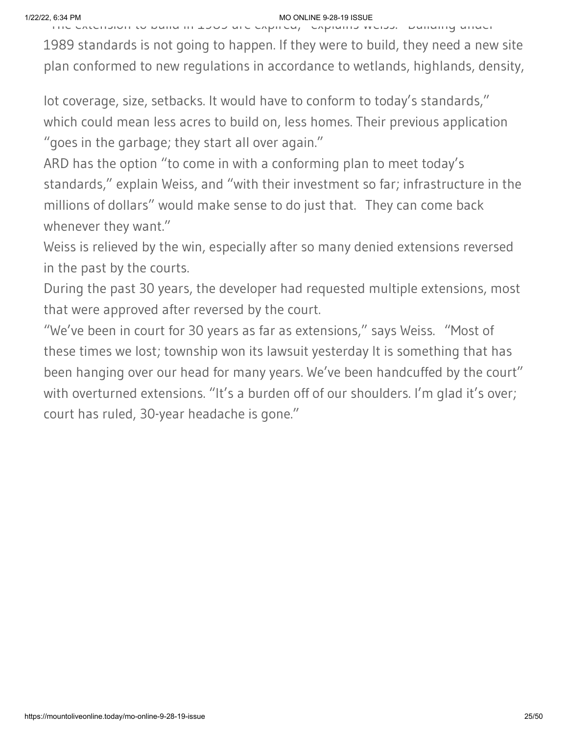"The extension to build in 1989 are expired," explains Weiss. "Building under 1989 standards is not going to happen. If they were to build, they need a new site plan conformed to new regulations in accordance to wetlands, highlands, density,

lot coverage, size, setbacks. It would have to conform to today's standards," which could mean less acres to build on, less homes. Their previous application "goes in the garbage; they start all over again."

ARD has the option "to come in with a conforming plan to meet today's standards," explain Weiss, and "with their investment so far; infrastructure in the millions of dollars" would make sense to do just that.  They can come back whenever they want."

Weiss is relieved by the win, especially after so many denied extensions reversed in the past by the courts.

During the past 30 years, the developer had requested multiple extensions, most that were approved after reversed by the court.

"We've been in court for 30 years as far as extensions," says Weiss.  "Most of these times we lost; township won its lawsuit yesterday It is something that has been hanging over our head for many years. We've been handcuffed by the court" with overturned extensions. "It's a burden off of our shoulders. I'm glad it's over; court has ruled, 30-year headache is gone."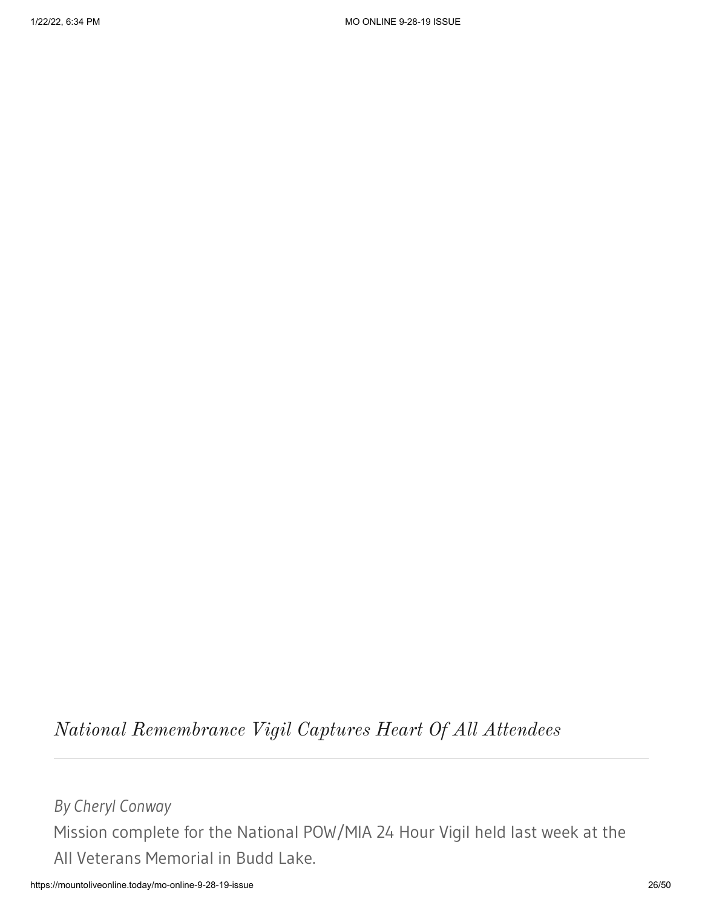## *National Remembrance Vigil Captures Heart Of All Attendees*

---

*By Cheryl Conway*

Mission complete for the National POW/MIA 24 Hour Vigil held last week at the All Veterans Memorial in Budd Lake.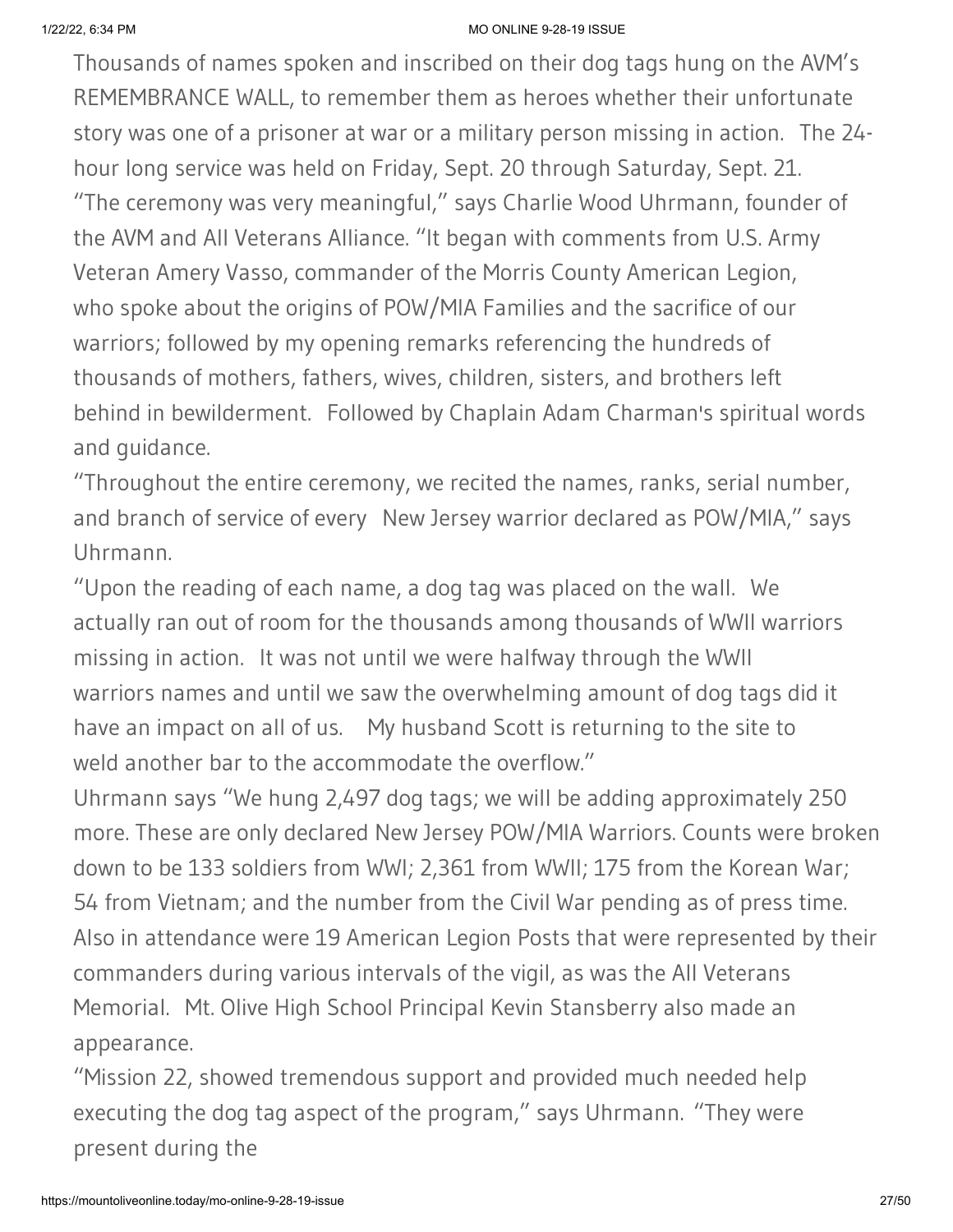Thousands of names spoken and inscribed on their dog tags hung on the AVM's REMEMBRANCE WALL, to remember them as heroes whether their unfortunate story was one of a prisoner at war or a military person missing in action. The 24-hour long service was held on Friday, Sept. 20 through Saturday, Sept. 21.

"The ceremony was very meaningful," says Charlie Wood Uhrmann, founder of the AVM and All Veterans Alliance. "It began with comments from U.S. Army Veteran Amery Vasso, commander of the Morris County American Legion, who spoke about the origins of POW/MIA Families and the sacrifice of our warriors; followed by my opening remarks referencing the hundreds of thousands of mothers, fathers, wives, children, sisters, and brothers left behind in bewilderment. Followed by Chaplain Adam Charman's spiritual words and guidance.

"Throughout the entire ceremony, we recited the names, ranks, serial number, and branch of service of every New Jersey warrior declared as POW/MIA," says Uhrmann.

"Upon the reading of each name, a dog tag was placed on the wall. We actually ran out of room for the thousands among thousands of WWII warriors missing in action. It was not until we were halfway through the WWII warriors names and until we saw the overwhelming amount of dog tags did it have an impact on all of us. My husband Scott is returning to the site to weld another bar to the accommodate the overflow."

Uhrmann says "We hung 2,497 dog tags; we will be adding approximately 250 more. These are only declared New Jersey POW/MIA Warriors. Counts were broken down to be 133 soldiers from WWI; 2,361 from WWII; 175 from the Korean War; 54 from Vietnam; and the number from the Civil War pending as of press time. Also in attendance were 19 American Legion Posts that were represented by their commanders during various intervals of the vigil, as was the All Veterans Memorial. Mt. Olive High School Principal Kevin Stansberry also made an appearance.

"Mission 22, showed tremendous support and provided much needed help executing the dog tag aspect of the program," says Uhrmann. "They were present during the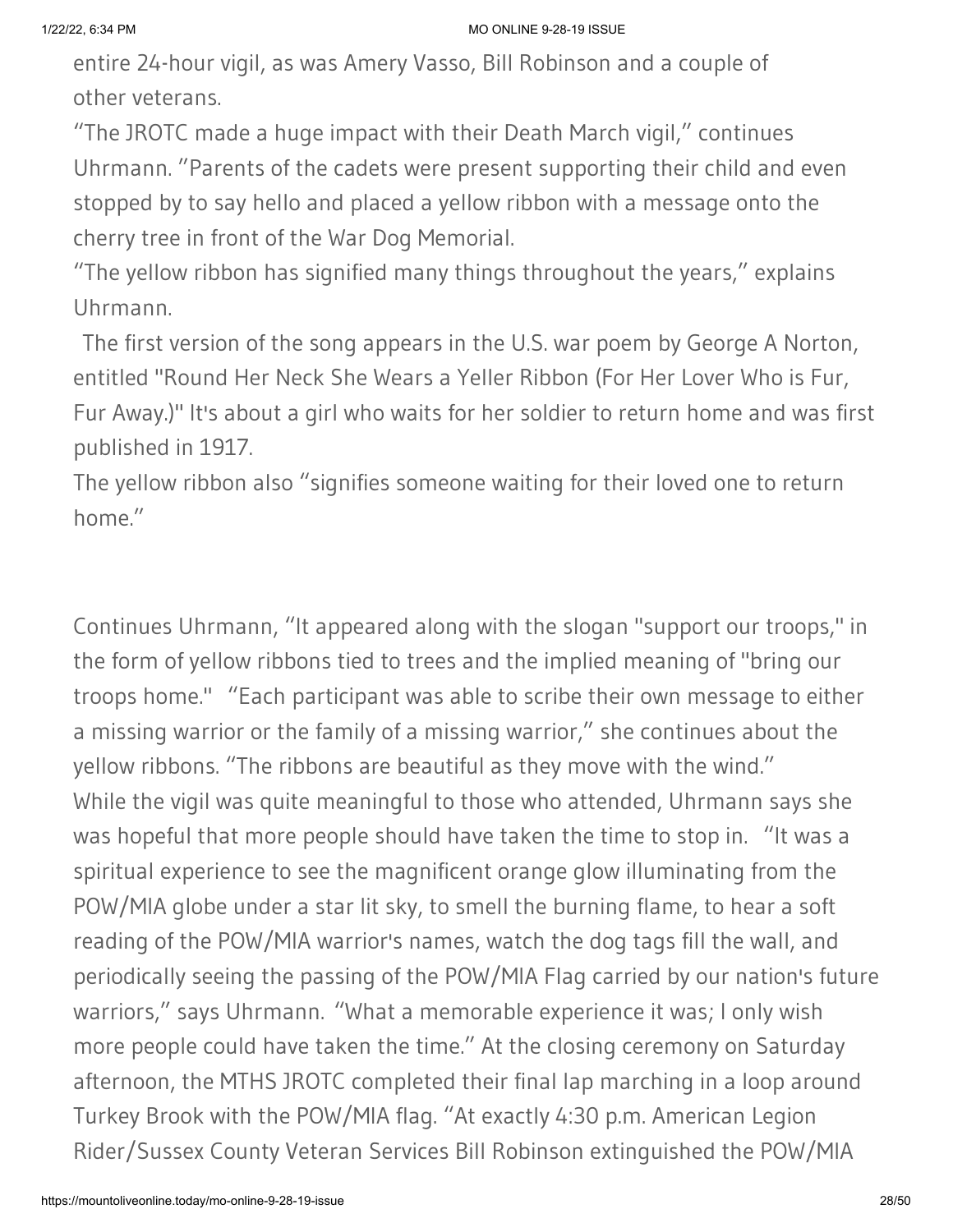entire 24-hour vigil, as was Amery Vasso, Bill Robinson and a couple of other veterans.

"The JROTC made a huge impact with their Death March vigil," continues Uhrmann. "Parents of the cadets were present supporting their child and even stopped by to say hello and placed a yellow ribbon with a message onto the cherry tree in front of the War Dog Memorial.

"The yellow ribbon has signified many things throughout the years," explains Uhrmann.

The first version of the song appears in the U.S. war poem by George A Norton, entitled "Round Her Neck She Wears a Yeller Ribbon (For Her Lover Who is Fur, Fur Away.)" It's about a girl who waits for her soldier to return home and was first published in 1917.

The yellow ribbon also "signifies someone waiting for their loved one to return home."

Continues Uhrmann, "It appeared along with the slogan "support our troops," in the form of yellow ribbons tied to trees and the implied meaning of "bring our troops home." "Each participant was able to scribe their own message to either a missing warrior or the family of a missing warrior," she continues about the yellow ribbons. "The ribbons are beautiful as they move with the wind."

While the vigil was quite meaningful to those who attended, Uhrmann says she was hopeful that more people should have taken the time to stop in. "It was a spiritual experience to see the magnificent orange glow illuminating from the POW/MIA globe under a star lit sky, to smell the burning flame, to hear a soft reading of the POW/MIA warrior's names, watch the dog tags fill the wall, and periodically seeing the passing of the POW/MIA Flag carried by our nation's future warriors," says Uhrmann. "What a memorable experience it was; I only wish more people could have taken the time." At the closing ceremony on Saturday afternoon, the MTHS JROTC completed their final lap marching in a loop around Turkey Brook with the POW/MIA flag. "At exactly 4:30 p.m. American Legion Rider/Sussex County Veteran Services Bill Robinson extinguished the POW/MIA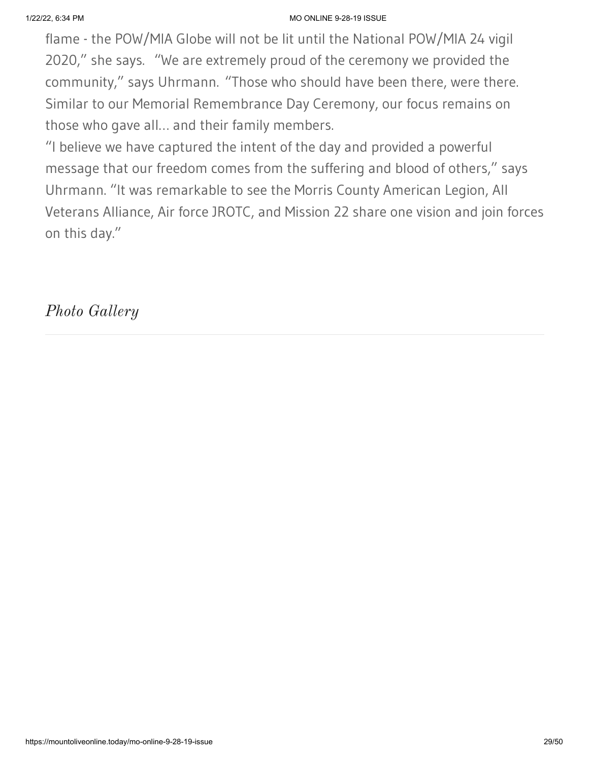flame - the POW/MIA Globe will not be lit until the National POW/MIA 24 vigil 2020," she says. "We are extremely proud of the ceremony we provided the community," says Uhrmann. "Those who should have been there, were there. Similar to our Memorial Remembrance Day Ceremony, our focus remains on those who gave all… and their family members.

"I believe we have captured the intent of the day and provided a powerful message that our freedom comes from the suffering and blood of others," says Uhrmann. "It was remarkable to see the Morris County American Legion, All Veterans Alliance, Air force JROTC, and Mission 22 share one vision and join forces on this day."

*Photo Gallery*

---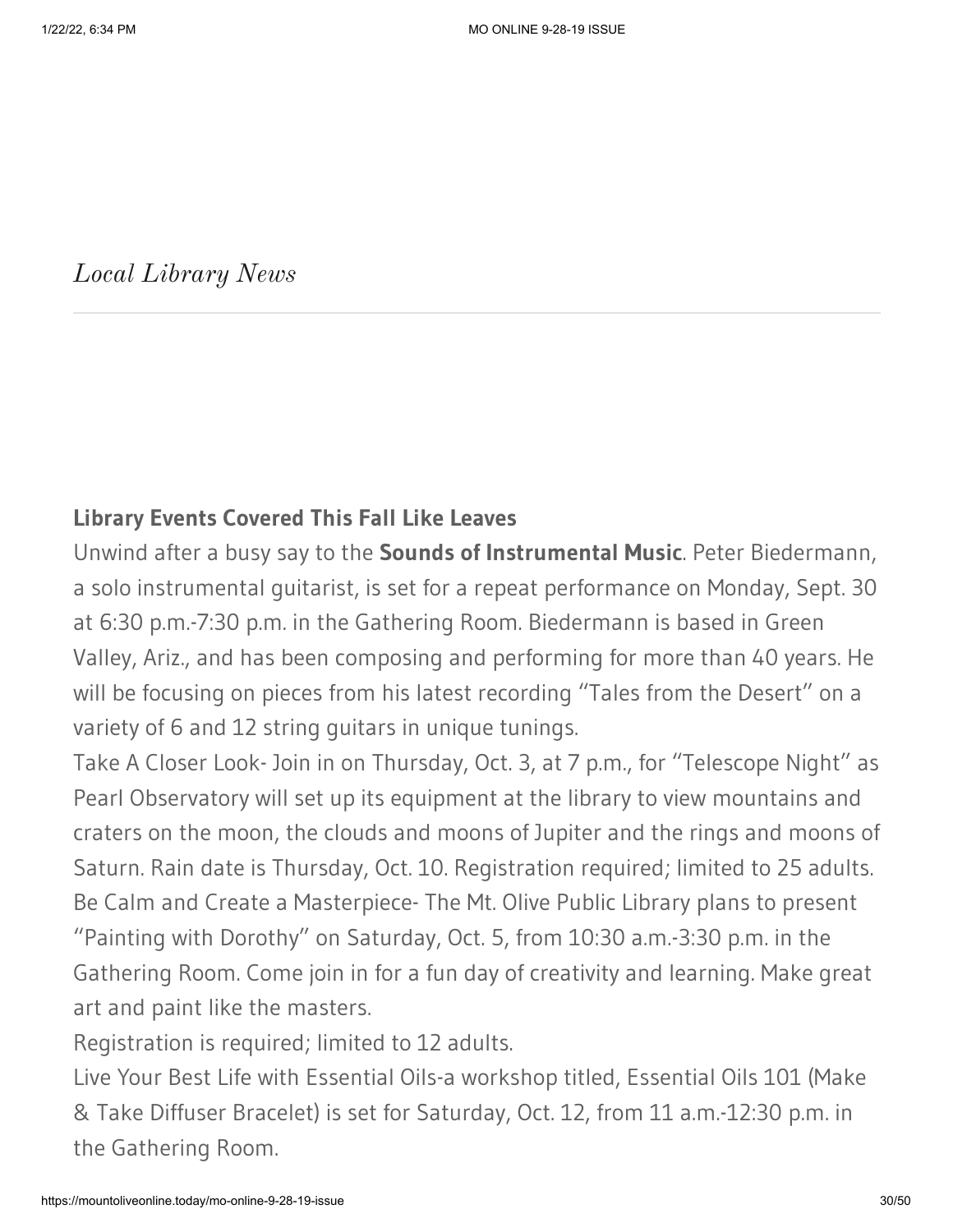*Local Library News*

---

**Library Events Covered This Fall Like Leaves**

Unwind after a busy say to the **Sounds of Instrumental Music**. Peter Biedermann, a solo instrumental guitarist, is set for a repeat performance on Monday, Sept. 30 at 6:30 p.m.-7:30 p.m. in the Gathering Room. Biedermann is based in Green Valley, Ariz., and has been composing and performing for more than 40 years. He will be focusing on pieces from his latest recording "Tales from the Desert" on a variety of 6 and 12 string guitars in unique tunings.

Take A Closer Look- Join in on Thursday, Oct. 3, at 7 p.m., for "Telescope Night" as Pearl Observatory will set up its equipment at the library to view mountains and craters on the moon, the clouds and moons of Jupiter and the rings and moons of Saturn. Rain date is Thursday, Oct. 10. Registration required; limited to 25 adults.

Be Calm and Create a Masterpiece- The Mt. Olive Public Library plans to present "Painting with Dorothy" on Saturday, Oct. 5, from 10:30 a.m.-3:30 p.m. in the Gathering Room. Come join in for a fun day of creativity and learning. Make great art and paint like the masters.

Registration is required; limited to 12 adults.

Live Your Best Life with Essential Oils-a workshop titled, Essential Oils 101 (Make & Take Diffuser Bracelet) is set for Saturday, Oct. 12, from 11 a.m.-12:30 p.m. in the Gathering Room.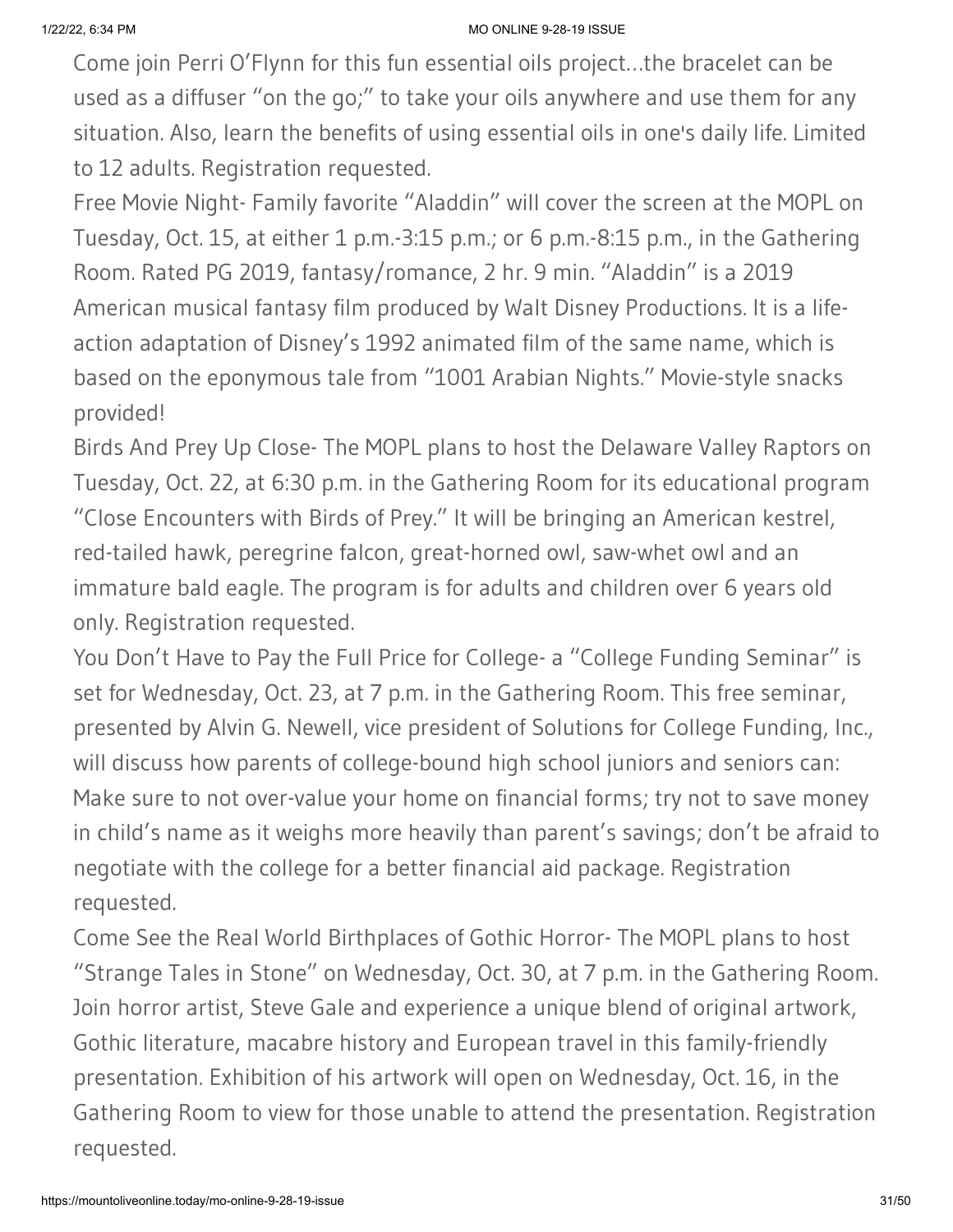Come join Perri O'Flynn for this fun essential oils project...the bracelet can be used as a diffuser "on the go;" to take your oils anywhere and use them for any situation. Also, learn the benefits of using essential oils in one's daily life. Limited to 12 adults. Registration requested.

Free Movie Night- Family favorite "Aladdin" will cover the screen at the MOPL on Tuesday, Oct. 15, at either 1 p.m.-3:15 p.m.; or 6 p.m.-8:15 p.m., in the Gathering Room. Rated PG 2019, fantasy/romance, 2 hr. 9 min. "Aladdin" is a 2019 American musical fantasy film produced by Walt Disney Productions. It is a life-action adaptation of Disney's 1992 animated film of the same name, which is based on the eponymous tale from "1001 Arabian Nights." Movie-style snacks provided!

Birds And Prey Up Close- The MOPL plans to host the Delaware Valley Raptors on Tuesday, Oct. 22, at 6:30 p.m. in the Gathering Room for its educational program "Close Encounters with Birds of Prey." It will be bringing an American kestrel, red-tailed hawk, peregrine falcon, great-horned owl, saw-whet owl and an immature bald eagle. The program is for adults and children over 6 years old only. Registration requested.

You Don't Have to Pay the Full Price for College- a "College Funding Seminar" is set for Wednesday, Oct. 23, at 7 p.m. in the Gathering Room. This free seminar, presented by Alvin G. Newell, vice president of Solutions for College Funding, Inc., will discuss how parents of college-bound high school juniors and seniors can: Make sure to not over-value your home on financial forms; try not to save money in child's name as it weighs more heavily than parent's savings; don't be afraid to negotiate with the college for a better financial aid package. Registration requested.

Come See the Real World Birthplaces of Gothic Horror- The MOPL plans to host "Strange Tales in Stone" on Wednesday, Oct. 30, at 7 p.m. in the Gathering Room. Join horror artist, Steve Gale and experience a unique blend of original artwork, Gothic literature, macabre history and European travel in this family-friendly presentation. Exhibition of his artwork will open on Wednesday, Oct. 16, in the Gathering Room to view for those unable to attend the presentation. Registration requested.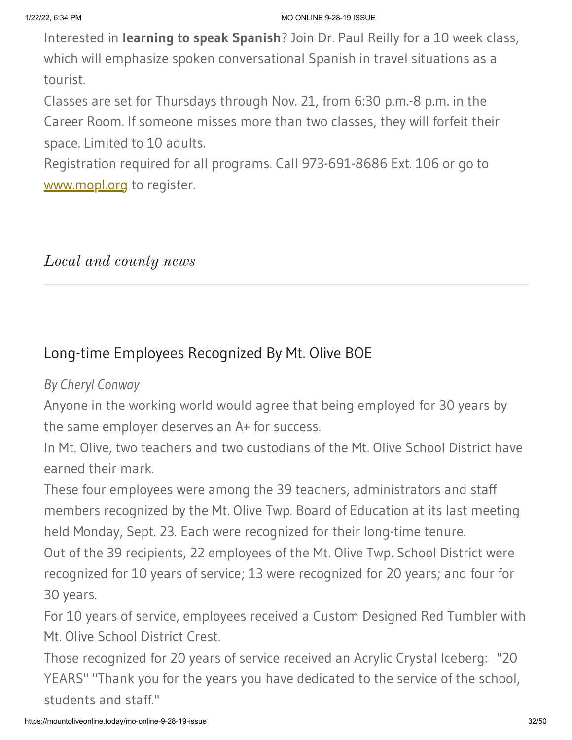Interested in **learning to speak Spanish**? Join Dr. Paul Reilly for a 10 week class, which will emphasize spoken conversational Spanish in travel situations as a tourist.

Classes are set for Thursdays through Nov. 21, from 6:30 p.m.-8 p.m. in the Career Room. If someone misses more than two classes, they will forfeit their space. Limited to 10 adults.

Registration required for all programs. Call 973-691-8686 Ext. 106 or go to [www.mopl.org](http://www.mopl.org) to register.

*Local and county news*

---

## Long-time Employees Recognized By Mt. Olive BOE

*By Cheryl Conway*

Anyone in the working world would agree that being employed for 30 years by the same employer deserves an A+ for success.

In Mt. Olive, two teachers and two custodians of the Mt. Olive School District have earned their mark.

These four employees were among the 39 teachers, administrators and staff members recognized by the Mt. Olive Twp. Board of Education at its last meeting held Monday, Sept. 23. Each were recognized for their long-time tenure.

Out of the 39 recipients, 22 employees of the Mt. Olive Twp. School District were recognized for 10 years of service; 13 were recognized for 20 years; and four for 30 years.

For 10 years of service, employees received a Custom Designed Red Tumbler with Mt. Olive School District Crest.

Those recognized for 20 years of service received an Acrylic Crystal Iceberg: "20 YEARS" "Thank you for the years you have dedicated to the service of the school, students and staff."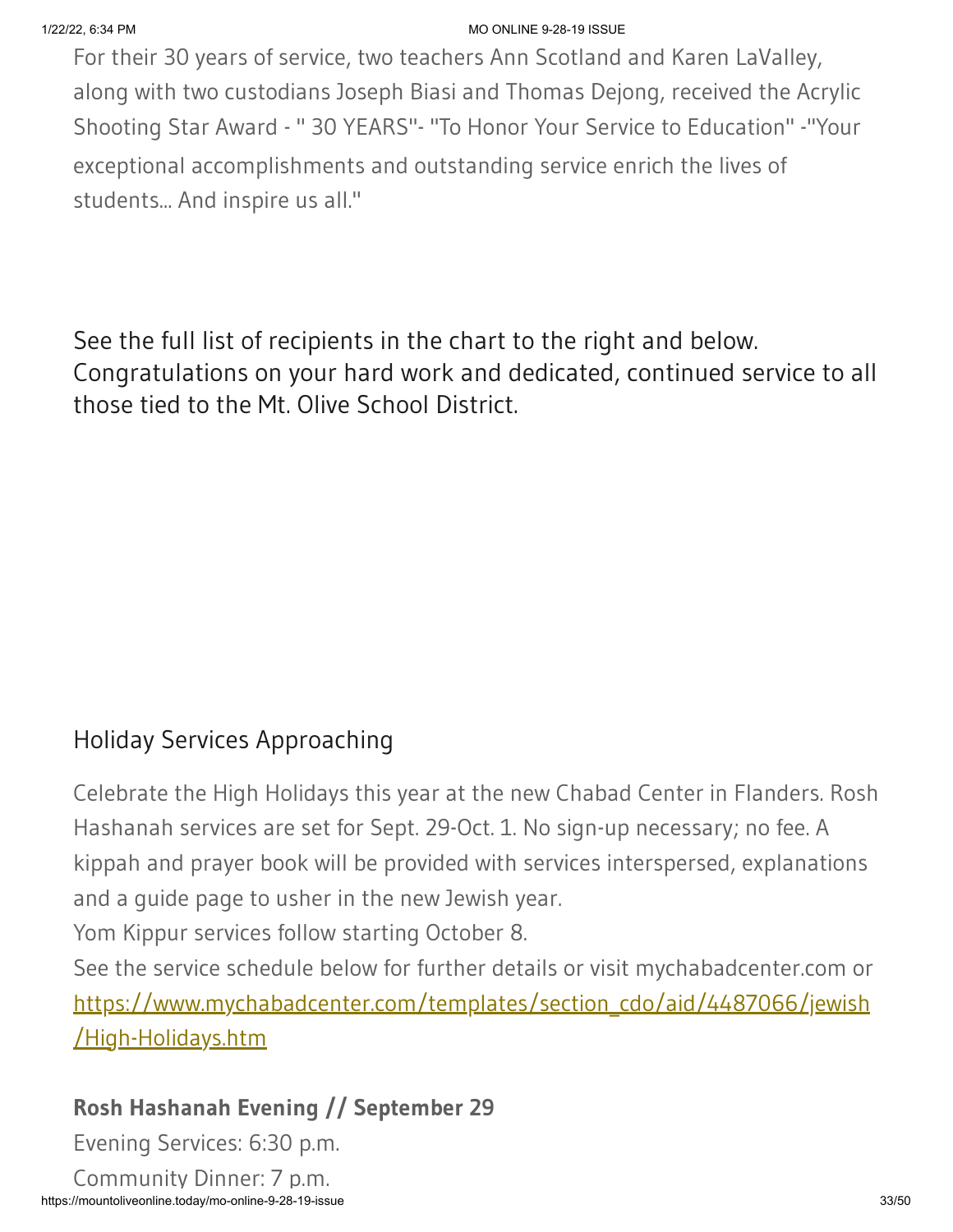For their 30 years of service, two teachers Ann Scotland and Karen LaValley, along with two custodians Joseph Biasi and Thomas Dejong, received the Acrylic Shooting Star Award - " 30 YEARS"- "To Honor Your Service to Education" -"Your exceptional accomplishments and outstanding service enrich the lives of students... And inspire us all."

See the full list of recipients in the chart to the right and below. Congratulations on your hard work and dedicated, continued service to all those tied to the Mt. Olive School District.

## Holiday Services Approaching

Celebrate the High Holidays this year at the new Chabad Center in Flanders. Rosh Hashanah services are set for Sept. 29-Oct. 1. No sign-up necessary; no fee. A kippah and prayer book will be provided with services interspersed, explanations and a guide page to usher in the new Jewish year.
Yom Kippur services follow starting October 8.
See the service schedule below for further details or visit mychabadcenter.com or [https://www.mychabadcenter.com/templates/section_cdo/aid/4487066/jewish/High-Holidays.htm](https://www.mychabadcenter.com/templates/section_cdo/aid/4487066/jewish/High-Holidays.htm)

**Rosh Hashanah Evening // September 29**

Evening Services: 6:30 p.m.

Community Dinner: 7 p.m.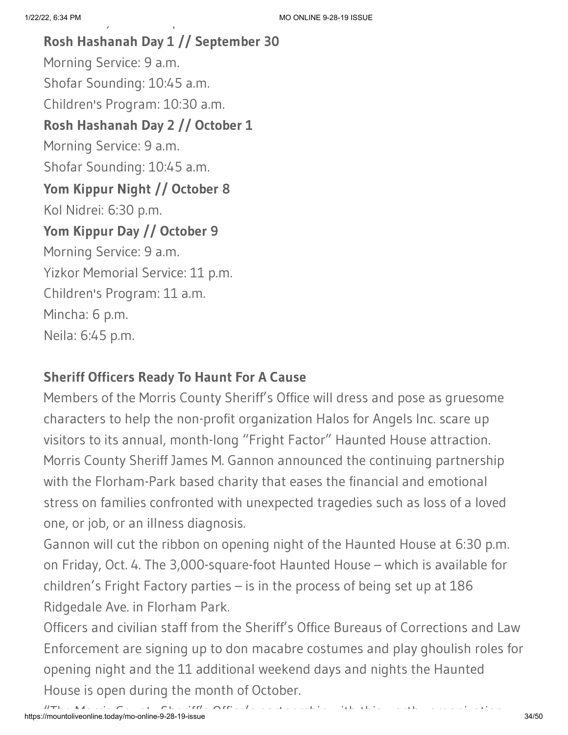**Rosh Hashanah Day 1 // September 30**

Morning Service: 9 a.m.

Shofar Sounding: 10:45 a.m.

Children's Program: 10:30 a.m.

**Rosh Hashanah Day 2 // October 1**

Morning Service: 9 a.m.

Shofar Sounding: 10:45 a.m.

**Yom Kippur Night // October 8**

Kol Nidrei: 6:30 p.m.

**Yom Kippur Day // October 9**

Morning Service: 9 a.m.

Yizkor Memorial Service: 11 p.m.

Children's Program: 11 a.m.

Mincha: 6 p.m.

Neila: 6:45 p.m.

### Sheriff Officers Ready To Haunt For A Cause

Members of the Morris County Sheriff's Office will dress and pose as gruesome characters to help the non-profit organization Halos for Angels Inc. scare up visitors to its annual, month-long "Fright Factor" Haunted House attraction.

Morris County Sheriff James M. Gannon announced the continuing partnership with the Florham-Park based charity that eases the financial and emotional stress on families confronted with unexpected tragedies such as loss of a loved one, or job, or an illness diagnosis.

Gannon will cut the ribbon on opening night of the Haunted House at 6:30 p.m. on Friday, Oct. 4. The 3,000-square-foot Haunted House – which is available for children's Fright Factory parties – is in the process of being set up at 186 Ridgedale Ave. in Florham Park.

Officers and civilian staff from the Sheriff's Office Bureaus of Corrections and Law Enforcement are signing up to don macabre costumes and play ghoulish roles for opening night and the 11 additional weekend days and nights the Haunted House is open during the month of October.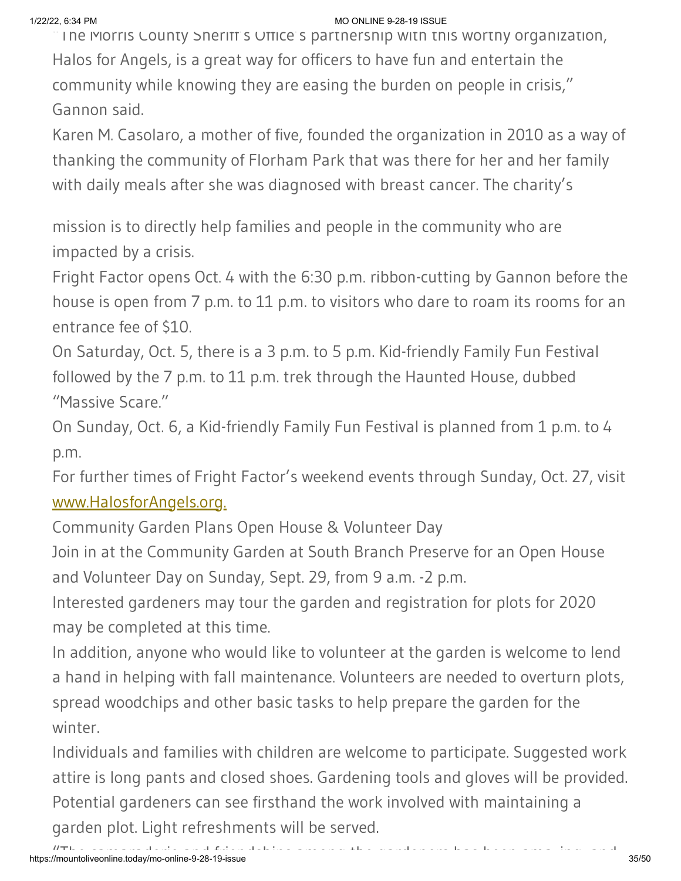"The Morris County Sheriff's Office's partnership with this worthy organization, Halos for Angels, is a great way for officers to have fun and entertain the community while knowing they are easing the burden on people in crisis," Gannon said.

Karen M. Casolaro, a mother of five, founded the organization in 2010 as a way of thanking the community of Florham Park that was there for her and her family with daily meals after she was diagnosed with breast cancer. The charity's mission is to directly help families and people in the community who are impacted by a crisis.

Fright Factor opens Oct. 4 with the 6:30 p.m. ribbon-cutting by Gannon before the house is open from 7 p.m. to 11 p.m. to visitors who dare to roam its rooms for an entrance fee of $10.

On Saturday, Oct. 5, there is a 3 p.m. to 5 p.m. Kid-friendly Family Fun Festival followed by the 7 p.m. to 11 p.m. trek through the Haunted House, dubbed "Massive Scare."

On Sunday, Oct. 6, a Kid-friendly Family Fun Festival is planned from 1 p.m. to 4 p.m.

For further times of Fright Factor's weekend events through Sunday, Oct. 27, visit [www.HalosforAngels.org.](http://www.HalosforAngels.org)

Community Garden Plans Open House & Volunteer Day

Join in at the Community Garden at South Branch Preserve for an Open House and Volunteer Day on Sunday, Sept. 29, from 9 a.m. -2 p.m.

Interested gardeners may tour the garden and registration for plots for 2020 may be completed at this time.

In addition, anyone who would like to volunteer at the garden is welcome to lend a hand in helping with fall maintenance. Volunteers are needed to overturn plots, spread woodchips and other basic tasks to help prepare the garden for the winter.

Individuals and families with children are welcome to participate. Suggested work attire is long pants and closed shoes. Gardening tools and gloves will be provided. Potential gardeners can see firsthand the work involved with maintaining a garden plot. Light refreshments will be served.

"The camaraderie and friendships among the gardeners has been amazing, and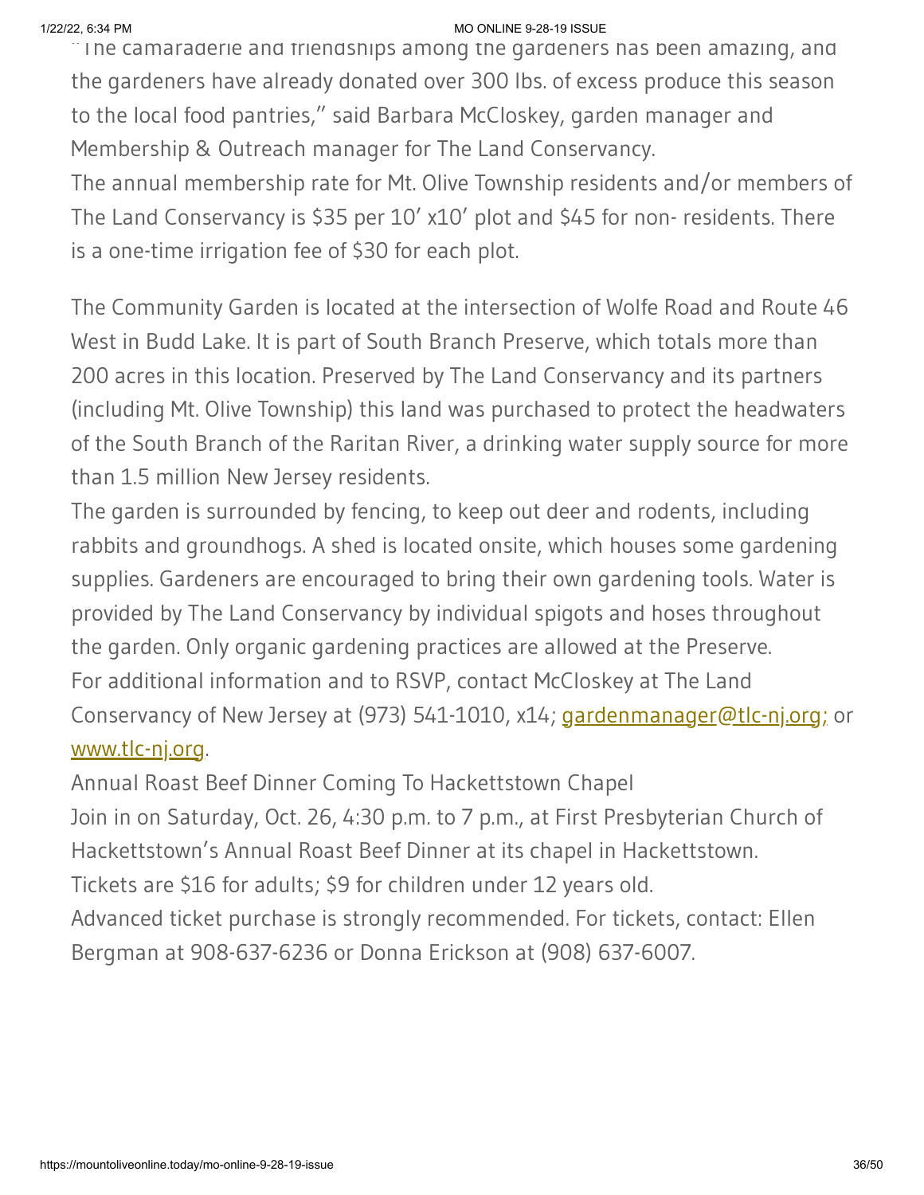"The camaraderie and friendships among the gardeners has been amazing, and the gardeners have already donated over 300 lbs. of excess produce this season to the local food pantries," said Barbara McCloskey, garden manager and Membership & Outreach manager for The Land Conservancy.

The annual membership rate for Mt. Olive Township residents and/or members of The Land Conservancy is $35 per 10' x10' plot and $45 for non- residents. There is a one-time irrigation fee of $30 for each plot.

The Community Garden is located at the intersection of Wolfe Road and Route 46 West in Budd Lake. It is part of South Branch Preserve, which totals more than 200 acres in this location. Preserved by The Land Conservancy and its partners (including Mt. Olive Township) this land was purchased to protect the headwaters of the South Branch of the Raritan River, a drinking water supply source for more than 1.5 million New Jersey residents.

The garden is surrounded by fencing, to keep out deer and rodents, including rabbits and groundhogs. A shed is located onsite, which houses some gardening supplies. Gardeners are encouraged to bring their own gardening tools. Water is provided by The Land Conservancy by individual spigots and hoses throughout the garden. Only organic gardening practices are allowed at the Preserve.

For additional information and to RSVP, contact McCloskey at The Land Conservancy of New Jersey at (973) 541-1010, x14; [gardenmanager@tlc-nj.org;](mailto:gardenmanager@tlc-nj.org) or [www.tlc-nj.org](http://www.tlc-nj.org).

Annual Roast Beef Dinner Coming To Hackettstown Chapel

Join in on Saturday, Oct. 26, 4:30 p.m. to 7 p.m., at First Presbyterian Church of Hackettstown's Annual Roast Beef Dinner at its chapel in Hackettstown.

Tickets are $16 for adults; $9 for children under 12 years old.

Advanced ticket purchase is strongly recommended. For tickets, contact: Ellen Bergman at 908-637-6236 or Donna Erickson at (908) 637-6007.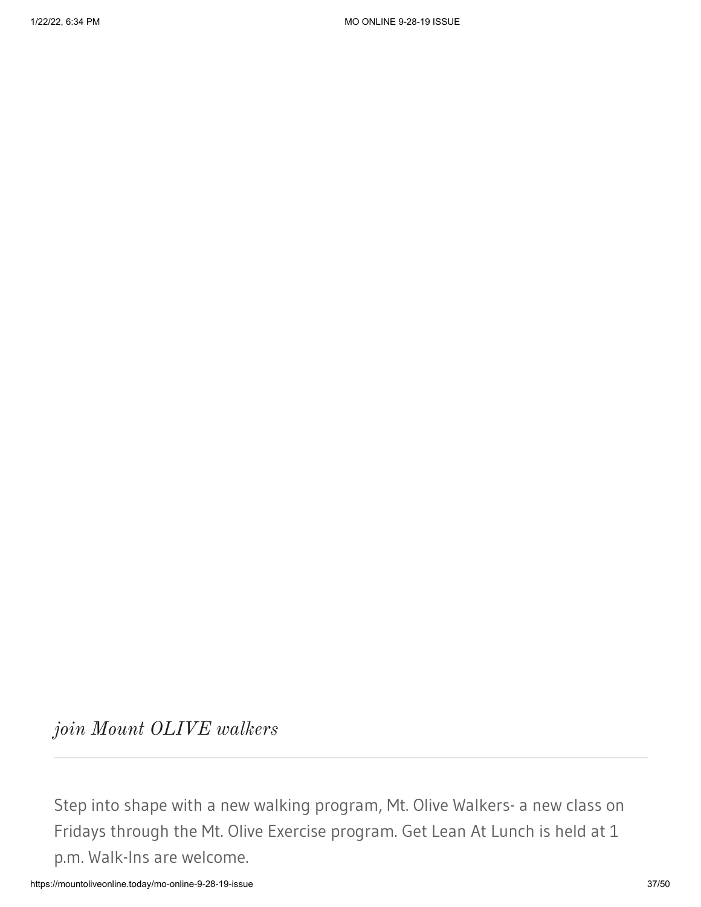## *join Mount OLIVE walkers*

---

Step into shape with a new walking program, Mt. Olive Walkers- a new class on Fridays through the Mt. Olive Exercise program. Get Lean At Lunch is held at 1 p.m. Walk-Ins are welcome.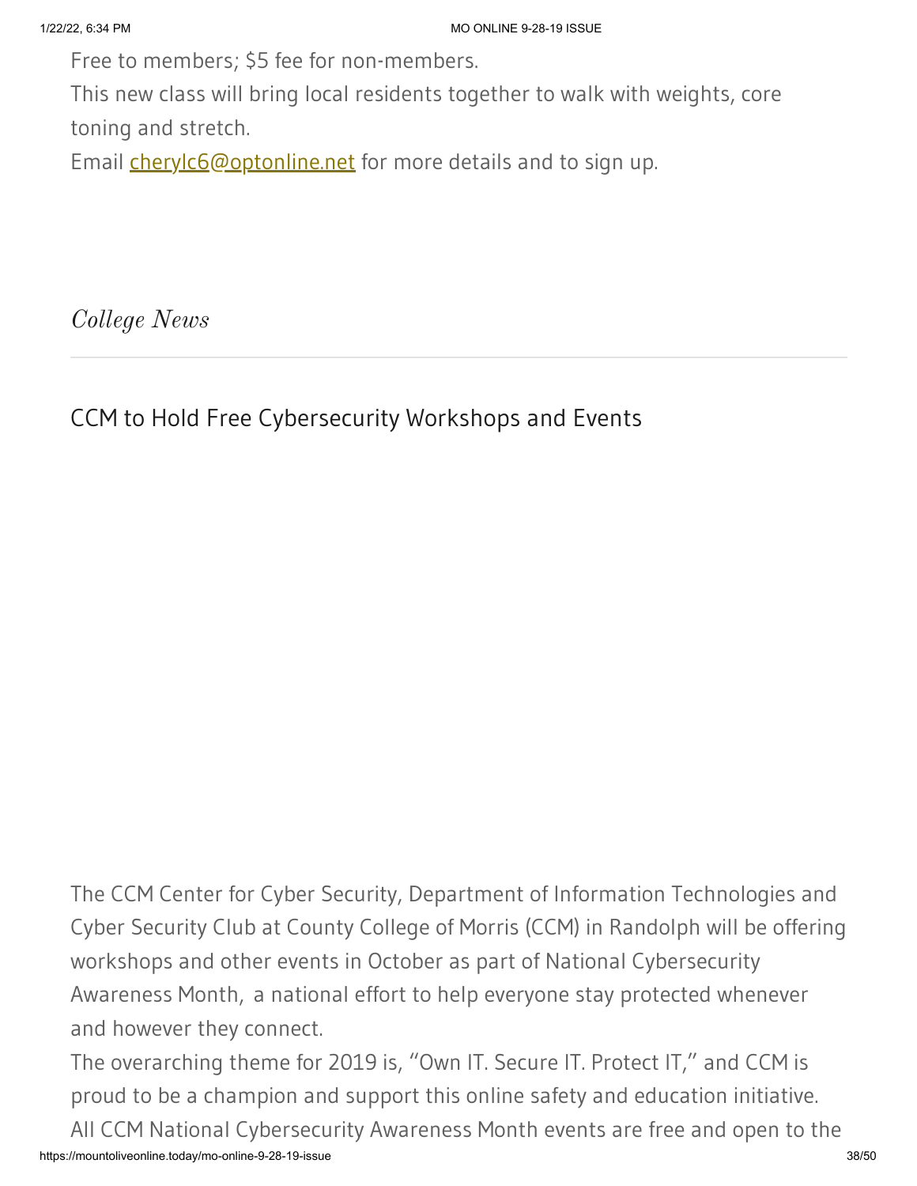Free to members; $5 fee for non-members.

This new class will bring local residents together to walk with weights, core toning and stretch.

Email [cherylc6@optonline.net](mailto:cherylc6@optonline.net) for more details and to sign up.

*College News*

---

## CCM to Hold Free Cybersecurity Workshops and Events

The CCM Center for Cyber Security, Department of Information Technologies and Cyber Security Club at County College of Morris (CCM) in Randolph will be offering workshops and other events in October as part of National Cybersecurity Awareness Month, a national effort to help everyone stay protected whenever and however they connect.

The overarching theme for 2019 is, "Own IT. Secure IT. Protect IT," and CCM is proud to be a champion and support this online safety and education initiative.

All CCM National Cybersecurity Awareness Month events are free and open to the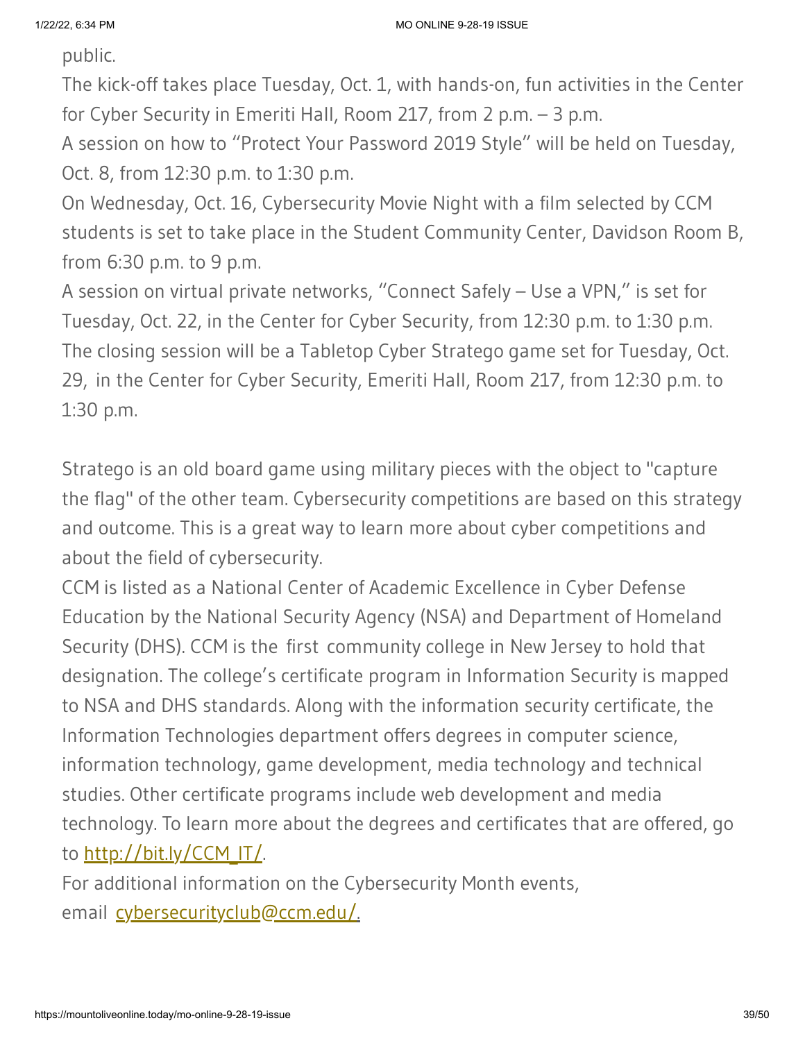public.

The kick-off takes place Tuesday, Oct. 1, with hands-on, fun activities in the Center for Cyber Security in Emeriti Hall, Room 217, from 2 p.m. – 3 p.m.

A session on how to "Protect Your Password 2019 Style" will be held on Tuesday, Oct. 8, from 12:30 p.m. to 1:30 p.m.

On Wednesday, Oct. 16, Cybersecurity Movie Night with a film selected by CCM students is set to take place in the Student Community Center, Davidson Room B, from 6:30 p.m. to 9 p.m.

A session on virtual private networks, "Connect Safely – Use a VPN," is set for Tuesday, Oct. 22, in the Center for Cyber Security, from 12:30 p.m. to 1:30 p.m.

The closing session will be a Tabletop Cyber Stratego game set for Tuesday, Oct. 29, in the Center for Cyber Security, Emeriti Hall, Room 217, from 12:30 p.m. to 1:30 p.m.

Stratego is an old board game using military pieces with the object to "capture the flag" of the other team. Cybersecurity competitions are based on this strategy and outcome. This is a great way to learn more about cyber competitions and about the field of cybersecurity.

CCM is listed as a National Center of Academic Excellence in Cyber Defense Education by the National Security Agency (NSA) and Department of Homeland Security (DHS). CCM is the first community college in New Jersey to hold that designation. The college's certificate program in Information Security is mapped to NSA and DHS standards. Along with the information security certificate, the Information Technologies department offers degrees in computer science, information technology, game development, media technology and technical studies. Other certificate programs include web development and media technology. To learn more about the degrees and certificates that are offered, go to [http://bit.ly/CCM_IT/](http://bit.ly/CCM_IT/).

For additional information on the Cybersecurity Month events, email [cybersecurityclub@ccm.edu/.](mailto:cybersecurityclub@ccm.edu)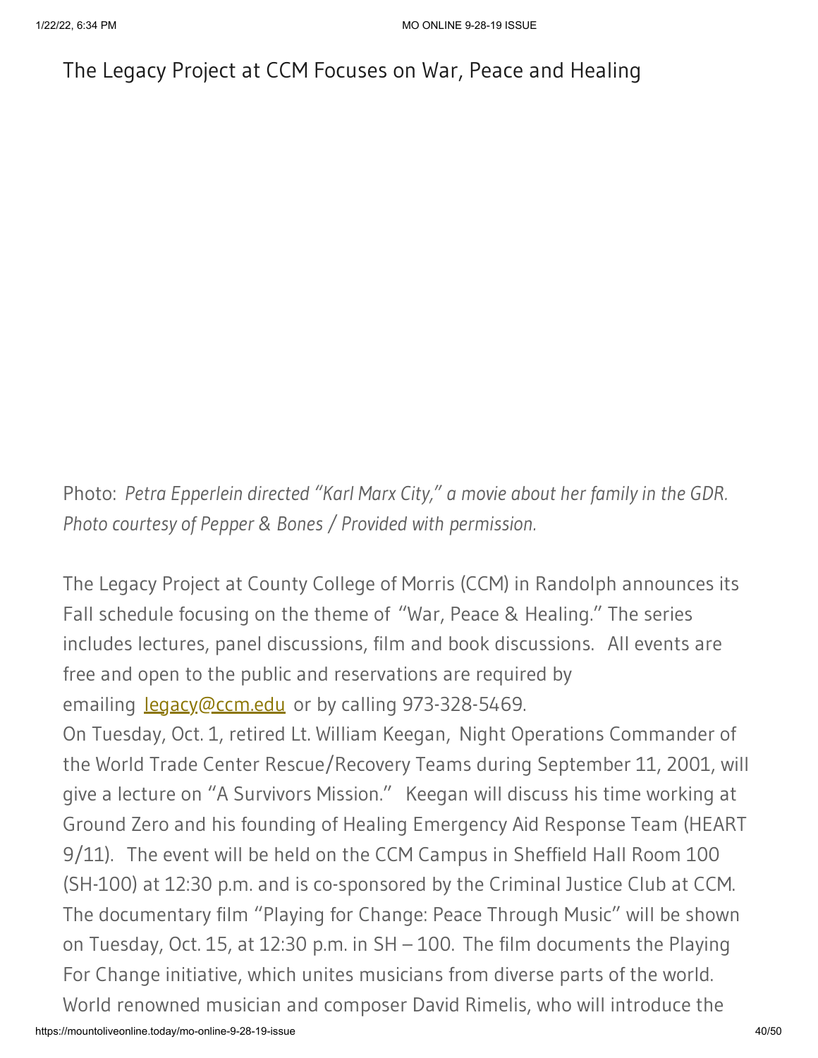# The Legacy Project at CCM Focuses on War, Peace and Healing

Photo: *Petra Epperlein directed "Karl Marx City," a movie about her family in the GDR. Photo courtesy of Pepper & Bones / Provided with permission.*

The Legacy Project at County College of Morris (CCM) in Randolph announces its Fall schedule focusing on the theme of "War, Peace & Healing." The series includes lectures, panel discussions, film and book discussions. All events are free and open to the public and reservations are required by emailing [legacy@ccm.edu](mailto:legacy@ccm.edu) or by calling 973-328-5469.

On Tuesday, Oct. 1, retired Lt. William Keegan, Night Operations Commander of the World Trade Center Rescue/Recovery Teams during September 11, 2001, will give a lecture on "A Survivors Mission." Keegan will discuss his time working at Ground Zero and his founding of Healing Emergency Aid Response Team (HEART 9/11). The event will be held on the CCM Campus in Sheffield Hall Room 100 (SH-100) at 12:30 p.m. and is co-sponsored by the Criminal Justice Club at CCM.

The documentary film "Playing for Change: Peace Through Music" will be shown on Tuesday, Oct. 15, at 12:30 p.m. in SH – 100. The film documents the Playing For Change initiative, which unites musicians from diverse parts of the world. World renowned musician and composer David Rimelis, who will introduce the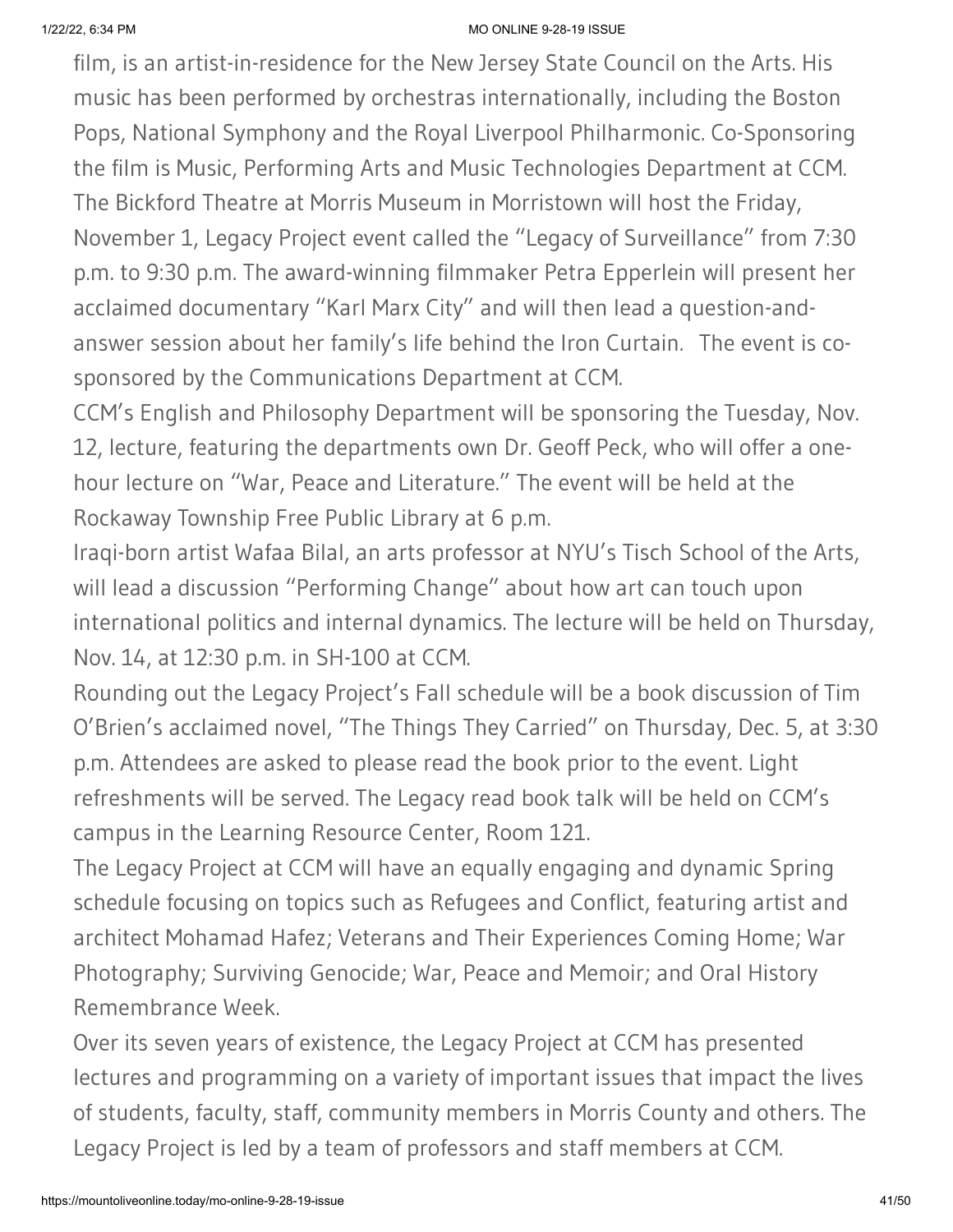film, is an artist-in-residence for the New Jersey State Council on the Arts. His music has been performed by orchestras internationally, including the Boston Pops, National Symphony and the Royal Liverpool Philharmonic. Co-Sponsoring the film is Music, Performing Arts and Music Technologies Department at CCM.

The Bickford Theatre at Morris Museum in Morristown will host the Friday, November 1, Legacy Project event called the "Legacy of Surveillance" from 7:30 p.m. to 9:30 p.m. The award-winning filmmaker Petra Epperlein will present her acclaimed documentary "Karl Marx City" and will then lead a question-and-answer session about her family's life behind the Iron Curtain. The event is co-sponsored by the Communications Department at CCM.

CCM's English and Philosophy Department will be sponsoring the Tuesday, Nov. 12, lecture, featuring the departments own Dr. Geoff Peck, who will offer a one-hour lecture on "War, Peace and Literature." The event will be held at the Rockaway Township Free Public Library at 6 p.m.

Iraqi-born artist Wafaa Bilal, an arts professor at NYU's Tisch School of the Arts, will lead a discussion "Performing Change" about how art can touch upon international politics and internal dynamics. The lecture will be held on Thursday, Nov. 14, at 12:30 p.m. in SH-100 at CCM.

Rounding out the Legacy Project's Fall schedule will be a book discussion of Tim O'Brien's acclaimed novel, "The Things They Carried" on Thursday, Dec. 5, at 3:30 p.m. Attendees are asked to please read the book prior to the event. Light refreshments will be served. The Legacy read book talk will be held on CCM's campus in the Learning Resource Center, Room 121.

The Legacy Project at CCM will have an equally engaging and dynamic Spring schedule focusing on topics such as Refugees and Conflict, featuring artist and architect Mohamad Hafez; Veterans and Their Experiences Coming Home; War Photography; Surviving Genocide; War, Peace and Memoir; and Oral History Remembrance Week.

Over its seven years of existence, the Legacy Project at CCM has presented lectures and programming on a variety of important issues that impact the lives of students, faculty, staff, community members in Morris County and others. The Legacy Project is led by a team of professors and staff members at CCM.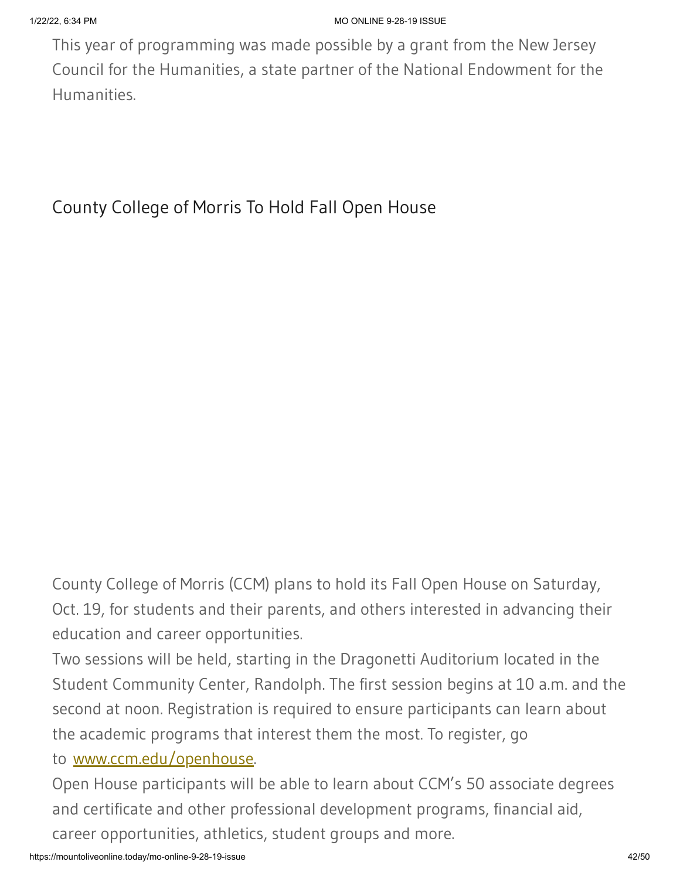This year of programming was made possible by a grant from the New Jersey Council for the Humanities, a state partner of the National Endowment for the Humanities.

## County College of Morris To Hold Fall Open House

County College of Morris (CCM) plans to hold its Fall Open House on Saturday, Oct. 19, for students and their parents, and others interested in advancing their education and career opportunities.

Two sessions will be held, starting in the Dragonetti Auditorium located in the Student Community Center, Randolph. The first session begins at 10 a.m. and the second at noon. Registration is required to ensure participants can learn about the academic programs that interest them the most. To register, go to [www.ccm.edu/openhouse](http://www.ccm.edu/openhouse).

Open House participants will be able to learn about CCM's 50 associate degrees and certificate and other professional development programs, financial aid, career opportunities, athletics, student groups and more.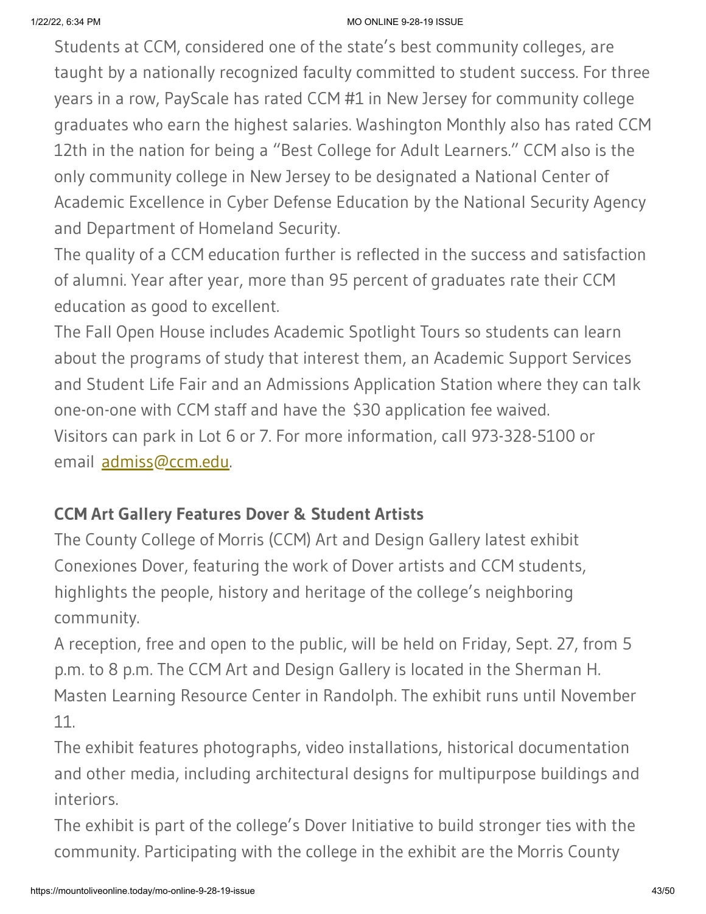Students at CCM, considered one of the state's best community colleges, are taught by a nationally recognized faculty committed to student success. For three years in a row, PayScale has rated CCM #1 in New Jersey for community college graduates who earn the highest salaries. Washington Monthly also has rated CCM 12th in the nation for being a "Best College for Adult Learners." CCM also is the only community college in New Jersey to be designated a National Center of Academic Excellence in Cyber Defense Education by the National Security Agency and Department of Homeland Security.

The quality of a CCM education further is reflected in the success and satisfaction of alumni. Year after year, more than 95 percent of graduates rate their CCM education as good to excellent.

The Fall Open House includes Academic Spotlight Tours so students can learn about the programs of study that interest them, an Academic Support Services and Student Life Fair and an Admissions Application Station where they can talk one-on-one with CCM staff and have the $30 application fee waived.

Visitors can park in Lot 6 or 7. For more information, call 973-328-5100 or email admiss@ccm.edu.

### CCM Art Gallery Features Dover & Student Artists

The County College of Morris (CCM) Art and Design Gallery latest exhibit Conexiones Dover, featuring the work of Dover artists and CCM students, highlights the people, history and heritage of the college's neighboring community.

A reception, free and open to the public, will be held on Friday, Sept. 27, from 5 p.m. to 8 p.m. The CCM Art and Design Gallery is located in the Sherman H. Masten Learning Resource Center in Randolph. The exhibit runs until November 11.

The exhibit features photographs, video installations, historical documentation and other media, including architectural designs for multipurpose buildings and interiors.

The exhibit is part of the college's Dover Initiative to build stronger ties with the community. Participating with the college in the exhibit are the Morris County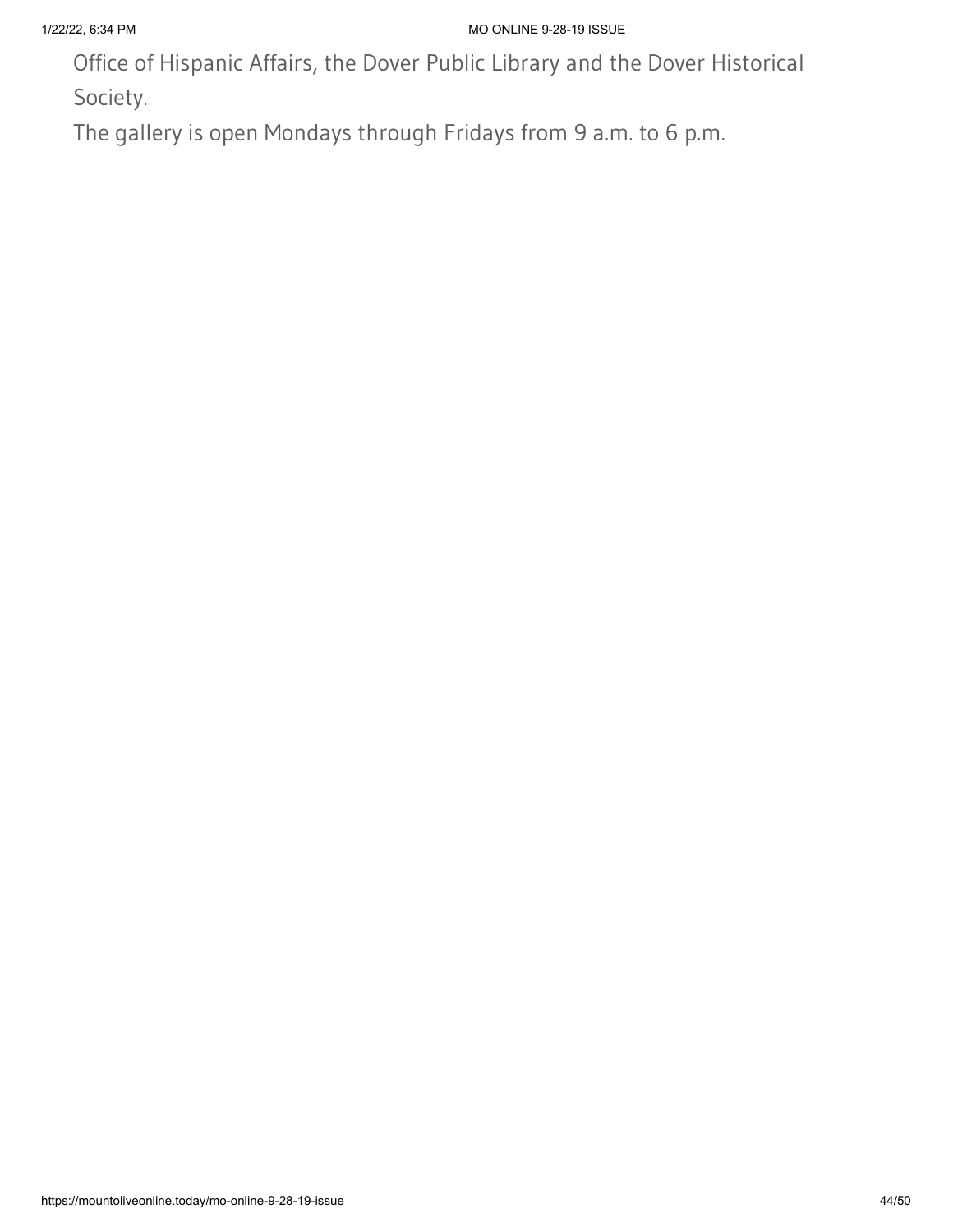Office of Hispanic Affairs, the Dover Public Library and the Dover Historical Society.

The gallery is open Mondays through Fridays from 9 a.m. to 6 p.m.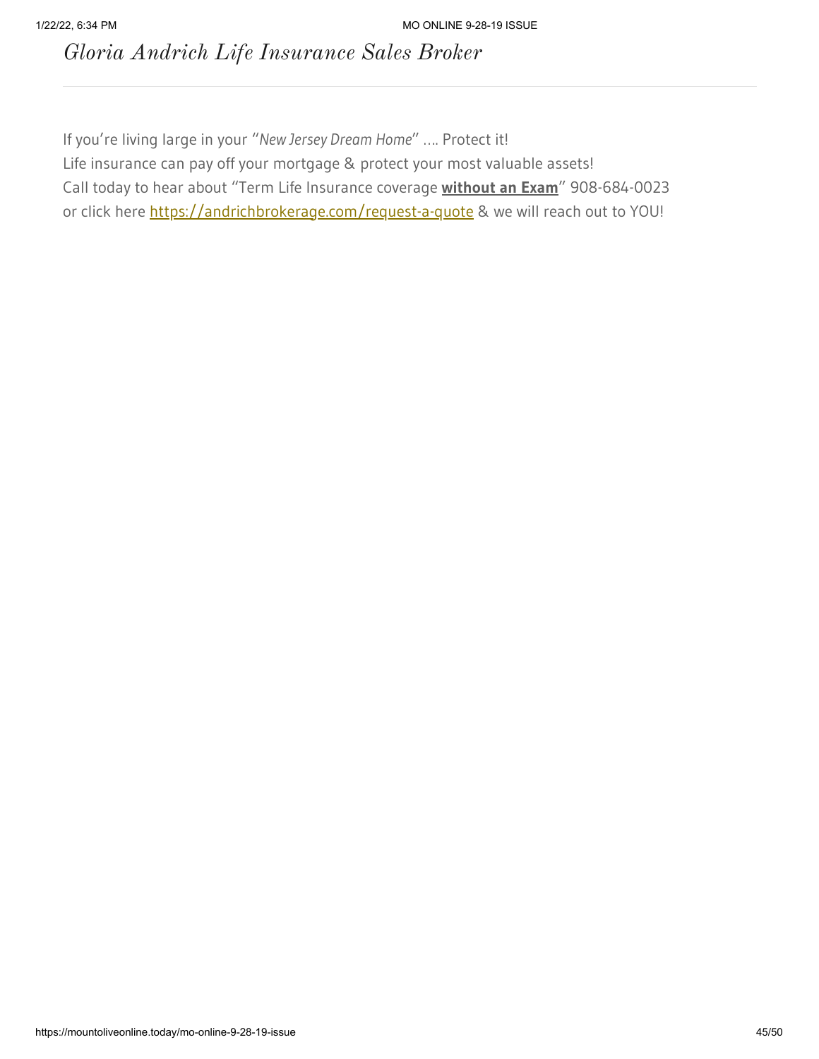# *Gloria Andrich Life Insurance Sales Broker*

If you're living large in your "*New Jersey Dream Home*" …. Protect it!
Life insurance can pay off your mortgage & protect your most valuable assets!
Call today to hear about "Term Life Insurance coverage **without an Exam**" 908-684-0023
or click here https://andrichbrokerage.com/request-a-quote & we will reach out to YOU!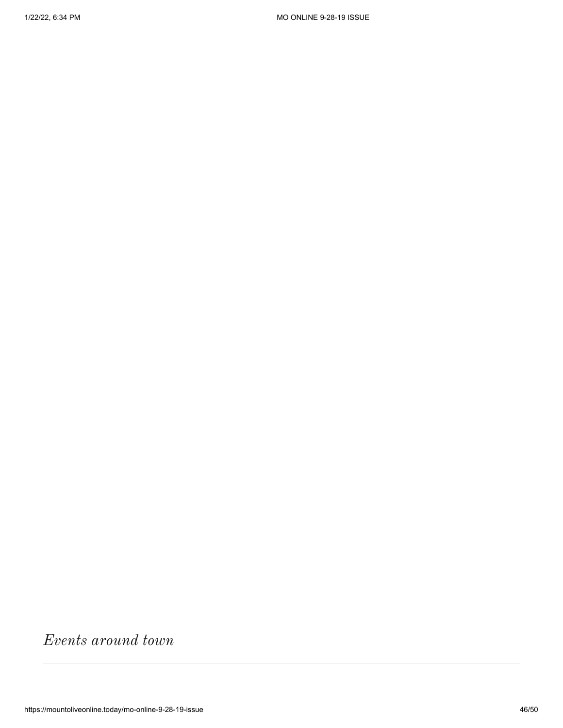*Events around town*

---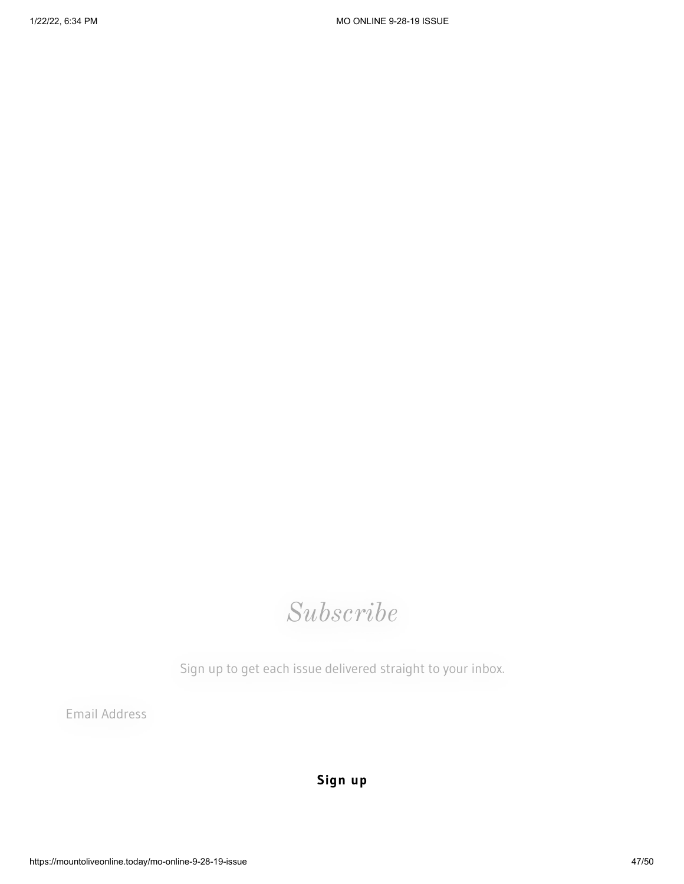# *Subscribe*

Sign up to get each issue delivered straight to your inbox.

Email Address

**Sign up**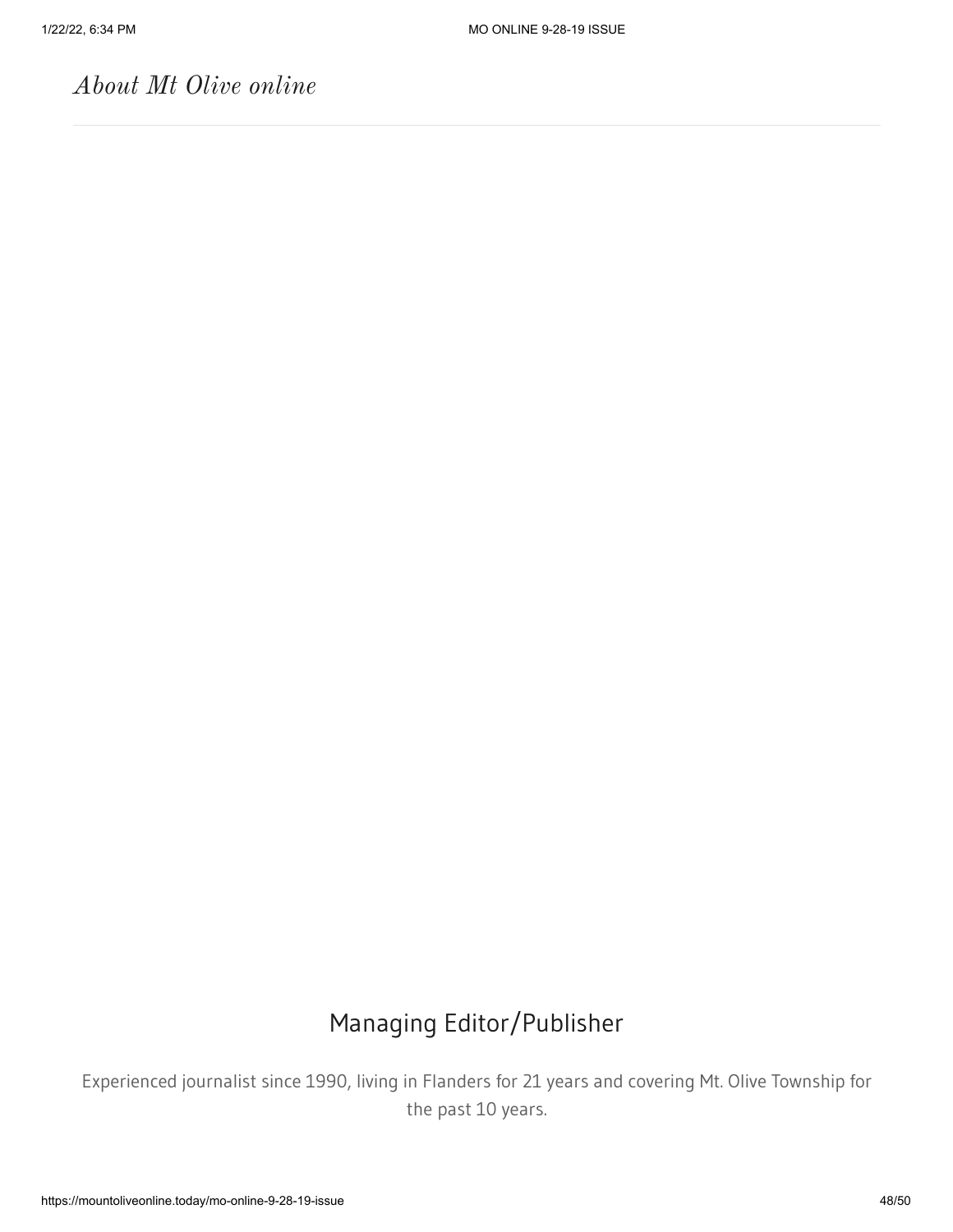*About Mt Olive online*

---

## Managing Editor/Publisher

Experienced journalist since 1990, living in Flanders for 21 years and covering Mt. Olive Township for the past 10 years.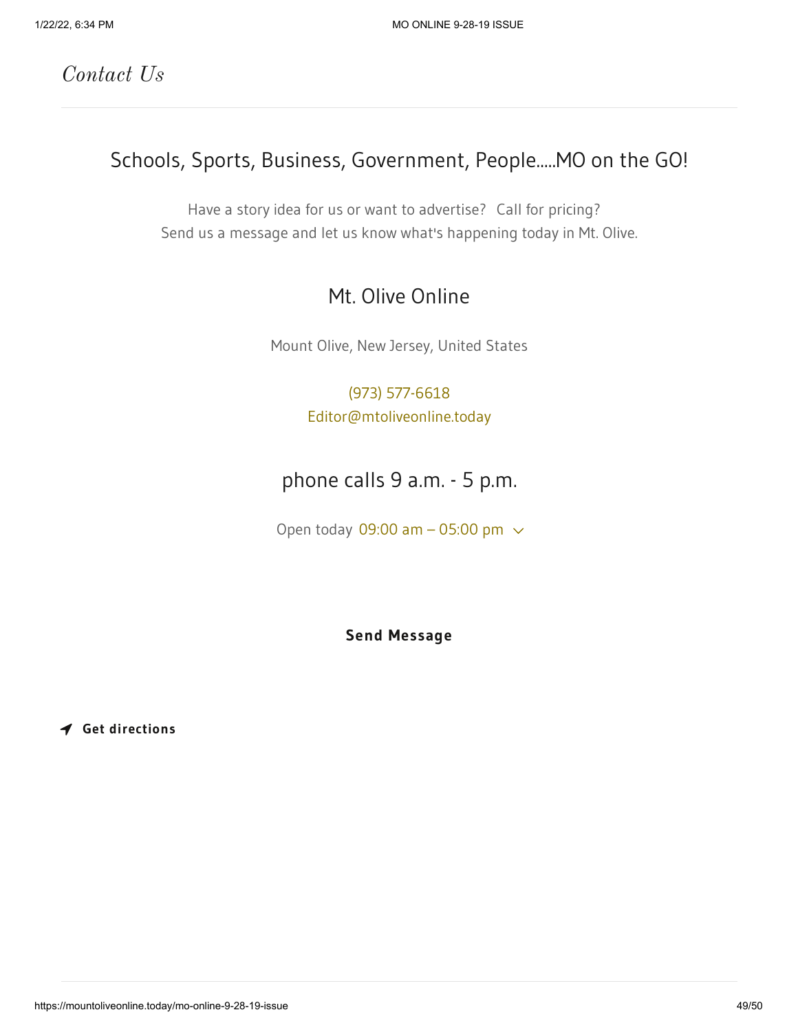## *Contact Us*

---

### Schools, Sports, Business, Government, People.....MO on the GO!

Have a story idea for us or want to advertise? Call for pricing?
Send us a message and let us know what's happening today in Mt. Olive.

### Mt. Olive Online

Mount Olive, New Jersey, United States

(973) 577-6618
Editor@mtoliveonline.today

### phone calls 9 a.m. - 5 p.m.

Open today 09:00 am – 05:00 pm

**Send Message**

**Get directions**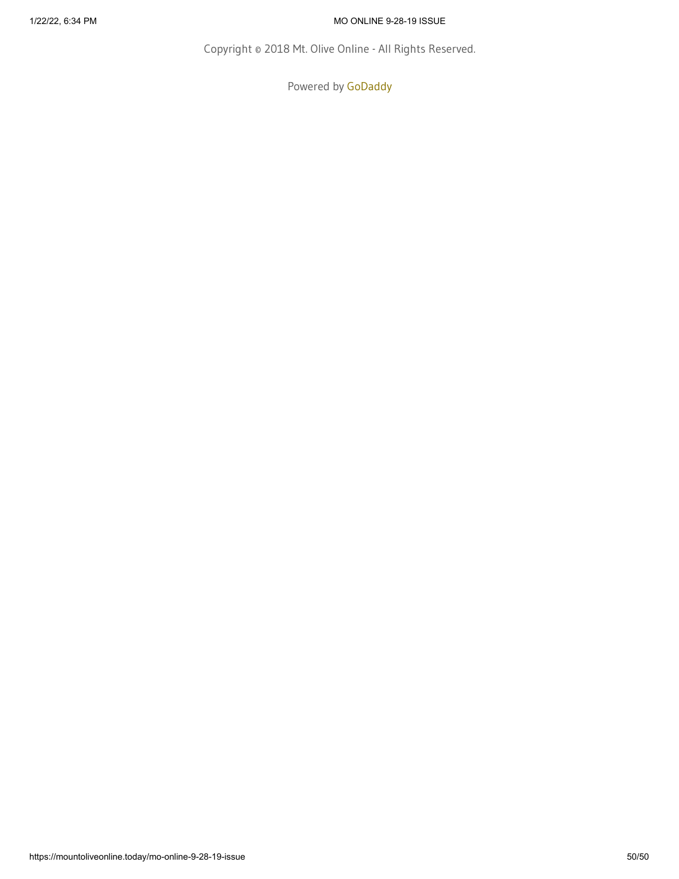Copyright © 2018 Mt. Olive Online - All Rights Reserved.

Powered by GoDaddy